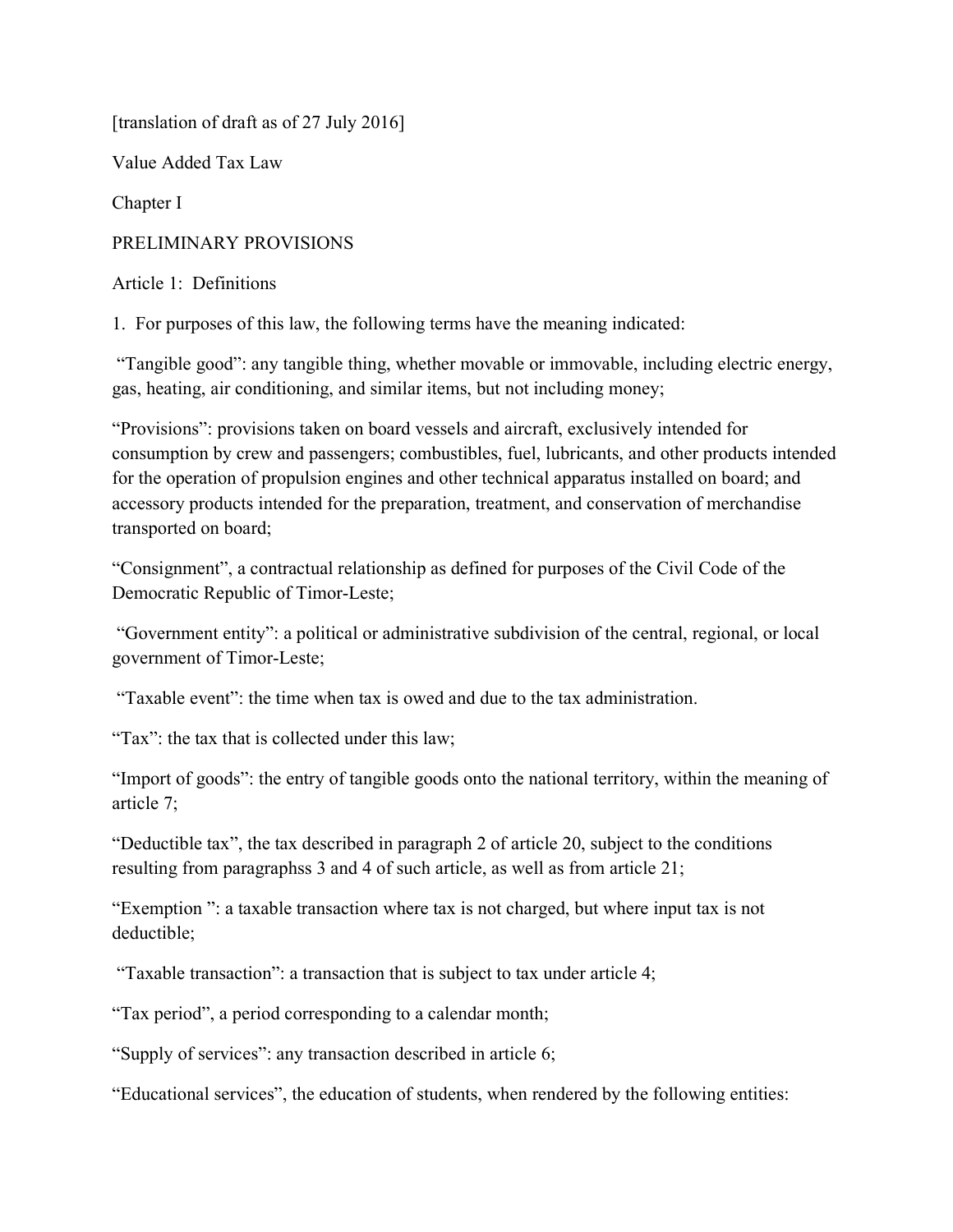[translation of draft as of 27 July 2016]

# Value Added Tax Law

## Chapter I

## PRELIMINARY PROVISIONS

### Article 1: Definitions

1. For purposes of this law, the following terms have the meaning indicated:

"Tangible good": any tangible thing, whether movable or immovable, including electric energy, gas, heating, air conditioning, and similar items, but not including money;

"Provisions": provisions taken on board vessels and aircraft, exclusively intended for consumption by crew and passengers; combustibles, fuel, lubricants, and other products intended for the operation of propulsion engines and other technical apparatus installed on board; and accessory products intended for the preparation, treatment, and conservation of merchandise transported on board;

"Consignment", a contractual relationship as defined for purposes of the Civil Code of the Democratic Republic of Timor-Leste;

"Government entity": a political or administrative subdivision of the central, regional, or local government of Timor-Leste;

"Taxable event": the time when tax is owed and due to the tax administration.

"Tax": the tax that is collected under this law;

"Import of goods": the entry of tangible goods onto the national territory, within the meaning of article 7;

"Deductible tax", the tax described in paragraph 2 of article 20, subject to the conditions resulting from paragraphss 3 and 4 of such article, as well as from article 21;

"Exemption ": a taxable transaction where tax is not charged, but where input tax is not deductible;

"Taxable transaction": a transaction that is subject to tax under article 4;

"Tax period", a period corresponding to a calendar month;

"Supply of services": any transaction described in article 6;

"Educational services", the education of students, when rendered by the following entities: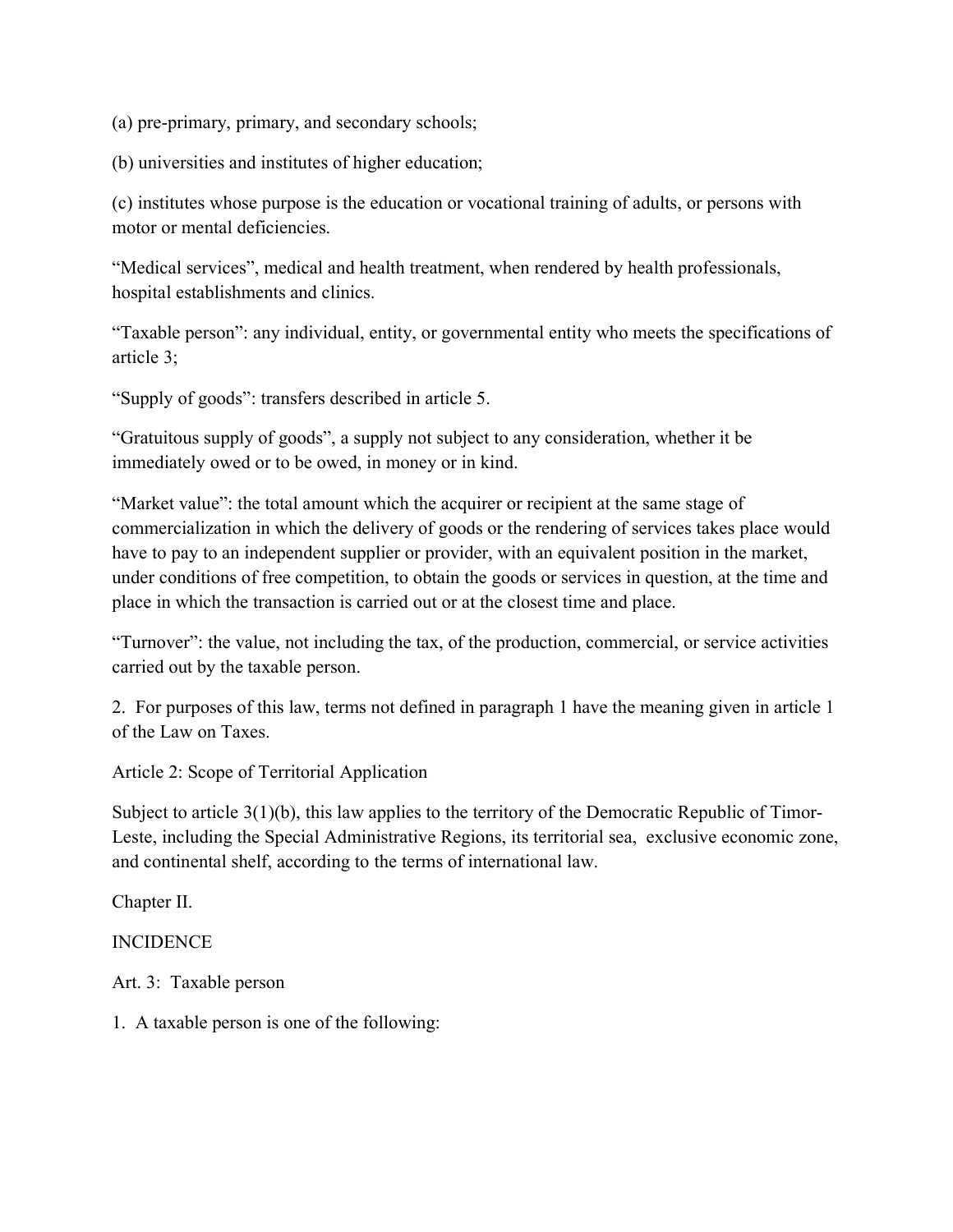(a) pre-primary, primary, and secondary schools;

(b) universities and institutes of higher education;

(c) institutes whose purpose is the education or vocational training of adults, or persons with motor or mental deficiencies.

“Medical services”, medical and health treatment, when rendered by health professionals, hospital establishments and clinics.

“Taxable person”: any individual, entity, or governmental entity who meets the specifications of article 3;

“Supply of goods”: transfers described in article 5.

“Gratuitous supply of goods”, a supply not subject to any consideration, whether it be immediately owed or to be owed, in money or in kind.

“Market value”: the total amount which the acquirer or recipient at the same stage of commercialization in which the delivery of goods or the rendering of services takes place would have to pay to an independent supplier or provider, with an equivalent position in the market, under conditions of free competition, to obtain the goods or services in question, at the time and place in which the transaction is carried out or at the closest time and place.

“Turnover”: the value, not including the tax, of the production, commercial, or service activities carried out by the taxable person.

2. For purposes of this law, terms not defined in paragraph 1 have the meaning given in article 1 of the Law on Taxes.

Article 2: Scope of Territorial Application

Subject to article 3(1)(b), this law applies to the territory of the Democratic Republic of Timor-Leste, including the Special Administrative Regions, its territorial sea, exclusive economic zone, and continental shelf, according to the terms of international law.

## Chapter II.

## INCIDENCE

Art. 3: Taxable person

1. A taxable person is one of the following: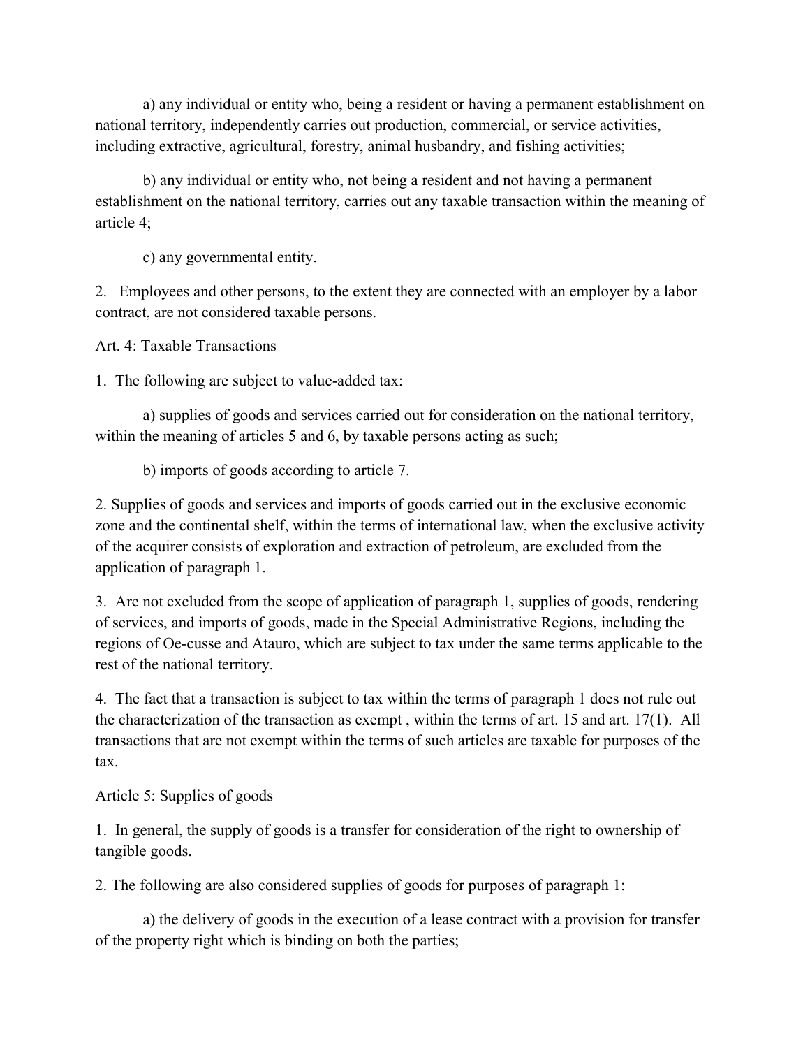a) any individual or entity who, being a resident or having a permanent establishment on national territory, independently carries out production, commercial, or service activities, including extractive, agricultural, forestry, animal husbandry, and fishing activities;

b) any individual or entity who, not being a resident and not having a permanent establishment on the national territory, carries out any taxable transaction within the meaning of article 4;

c) any governmental entity.

2. Employees and other persons, to the extent they are connected with an employer by a labor contract, are not considered taxable persons.

Art. 4: Taxable Transactions

1. The following are subject to value-added tax:

a) supplies of goods and services carried out for consideration on the national territory, within the meaning of articles 5 and 6, by taxable persons acting as such;

b) imports of goods according to article 7.

2. Supplies of goods and services and imports of goods carried out in the exclusive economic zone and the continental shelf, within the terms of international law, when the exclusive activity of the acquirer consists of exploration and extraction of petroleum, are excluded from the application of paragraph 1.

3. Are not excluded from the scope of application of paragraph 1, supplies of goods, rendering of services, and imports of goods, made in the Special Administrative Regions, including the regions of Oe-cusse and Atauro, which are subject to tax under the same terms applicable to the rest of the national territory.

4. The fact that a transaction is subject to tax within the terms of paragraph 1 does not rule out the characterization of the transaction as exempt , within the terms of art. 15 and art. 17(1). All transactions that are not exempt within the terms of such articles are taxable for purposes of the tax.

Article 5: Supplies of goods

1. In general, the supply of goods is a transfer for consideration of the right to ownership of tangible goods.

2. The following are also considered supplies of goods for purposes of paragraph 1:

a) the delivery of goods in the execution of a lease contract with a provision for transfer of the property right which is binding on both the parties;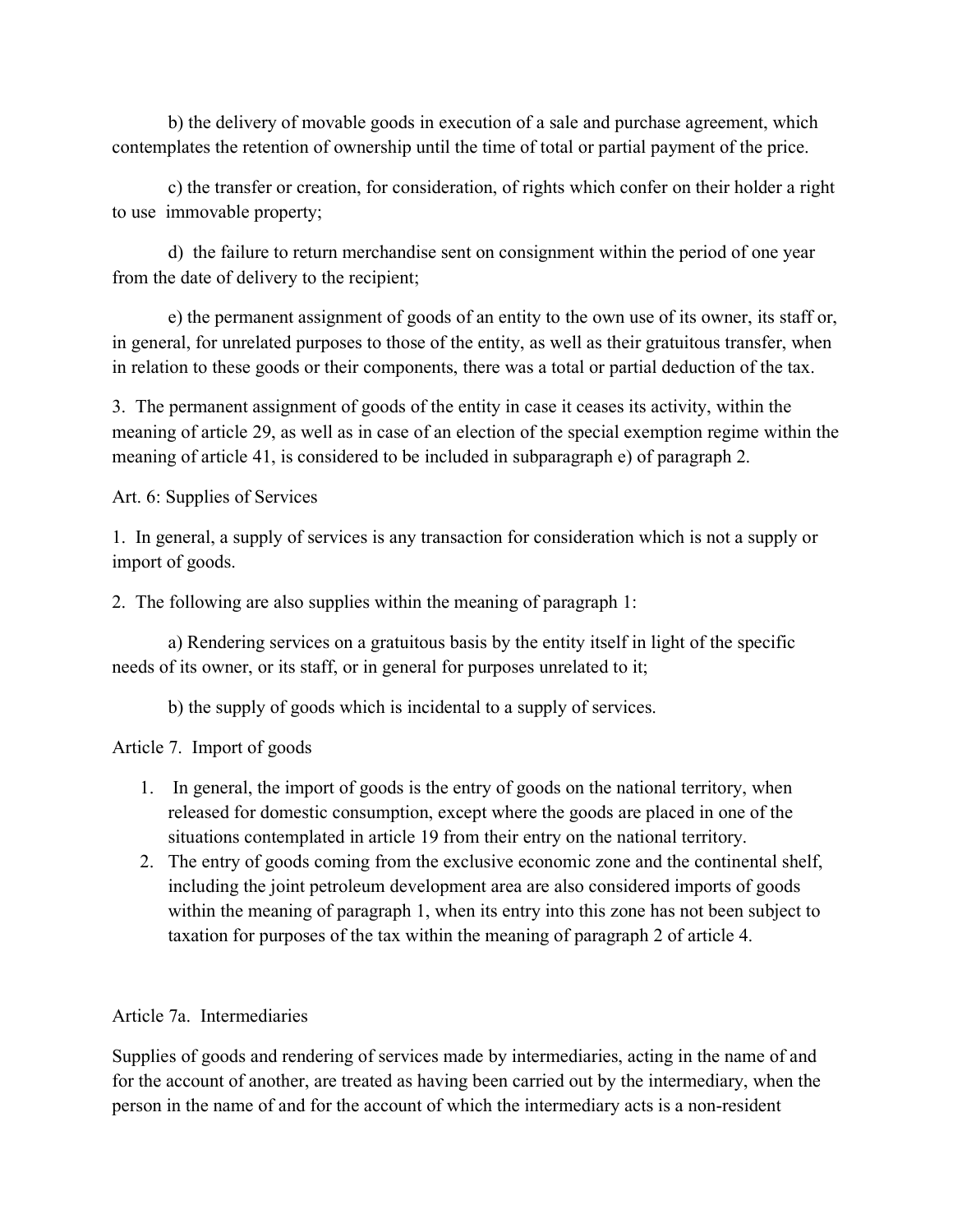b) the delivery of movable goods in execution of a sale and purchase agreement, which contemplates the retention of ownership until the time of total or partial payment of the price.

c) the transfer or creation, for consideration, of rights which confer on their holder a right to use immovable property;

d) the failure to return merchandise sent on consignment within the period of one year from the date of delivery to the recipient;

e) the permanent assignment of goods of an entity to the own use of its owner, its staff or, in general, for unrelated purposes to those of the entity, as well as their gratuitous transfer, when in relation to these goods or their components, there was a total or partial deduction of the tax.

3. The permanent assignment of goods of the entity in case it ceases its activity, within the meaning of article 29, as well as in case of an election of the special exemption regime within the meaning of article 41, is considered to be included in subparagraph e) of paragraph 2.

Art. 6: Supplies of Services

1. In general, a supply of services is any transaction for consideration which is not a supply or import of goods.

2. The following are also supplies within the meaning of paragraph 1:

a) Rendering services on a gratuitous basis by the entity itself in light of the specific needs of its owner, or its staff, or in general for purposes unrelated to it;

b) the supply of goods which is incidental to a supply of services.

Article 7. Import of goods

1. In general, the import of goods is the entry of goods on the national territory, when released for domestic consumption, except where the goods are placed in one of the situations contemplated in article 19 from their entry on the national territory.
2. The entry of goods coming from the exclusive economic zone and the continental shelf, including the joint petroleum development area are also considered imports of goods within the meaning of paragraph 1, when its entry into this zone has not been subject to taxation for purposes of the tax within the meaning of paragraph 2 of article 4.

Article 7a. Intermediaries

Supplies of goods and rendering of services made by intermediaries, acting in the name of and for the account of another, are treated as having been carried out by the intermediary, when the person in the name of and for the account of which the intermediary acts is a non-resident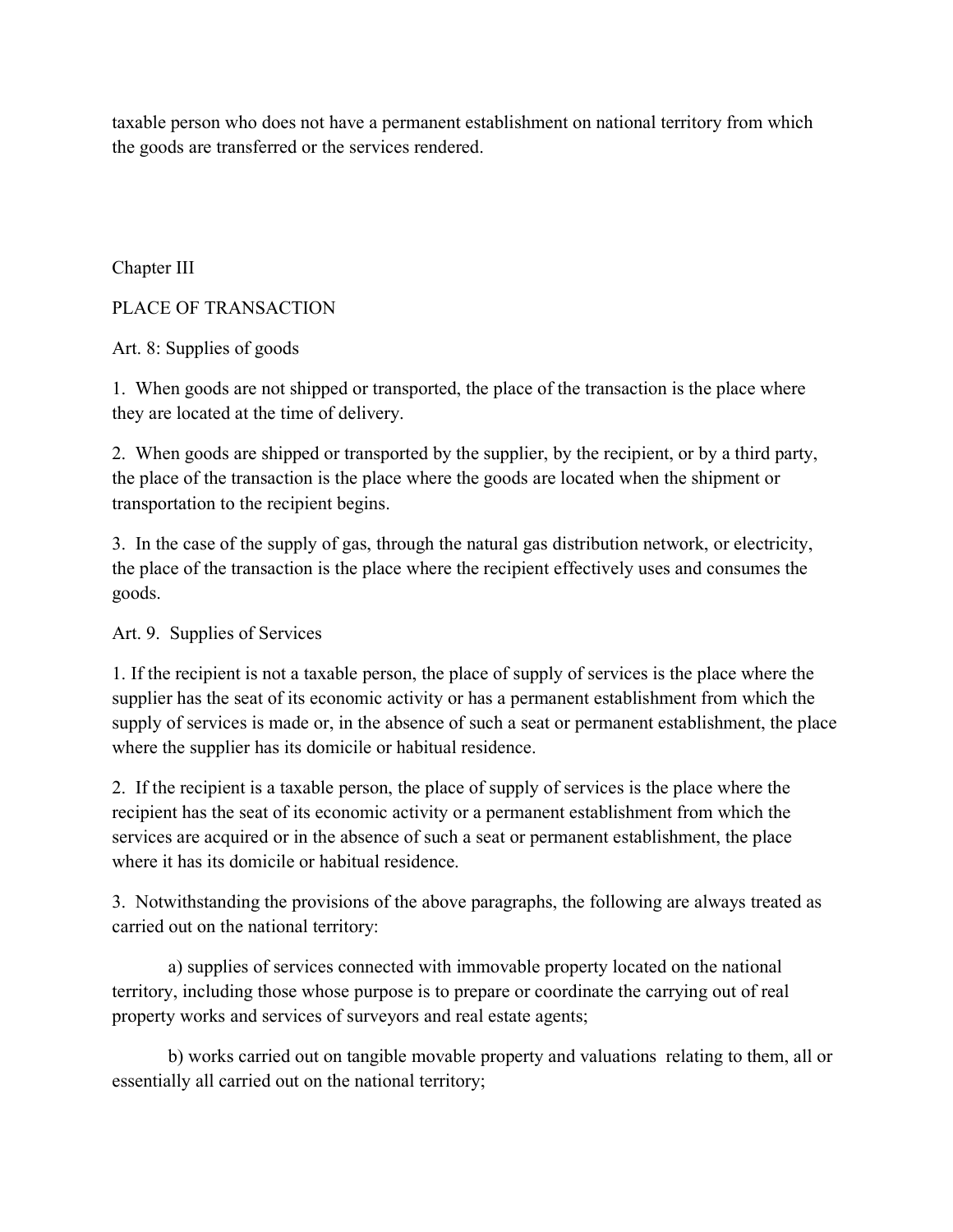taxable person who does not have a permanent establishment on national territory from which the goods are transferred or the services rendered.

## Chapter III

## PLACE OF TRANSACTION

### Art. 8: Supplies of goods

1. When goods are not shipped or transported, the place of the transaction is the place where they are located at the time of delivery.

2. When goods are shipped or transported by the supplier, by the recipient, or by a third party, the place of the transaction is the place where the goods are located when the shipment or transportation to the recipient begins.

3. In the case of the supply of gas, through the natural gas distribution network, or electricity, the place of the transaction is the place where the recipient effectively uses and consumes the goods.

### Art. 9. Supplies of Services

1. If the recipient is not a taxable person, the place of supply of services is the place where the supplier has the seat of its economic activity or has a permanent establishment from which the supply of services is made or, in the absence of such a seat or permanent establishment, the place where the supplier has its domicile or habitual residence.

2. If the recipient is a taxable person, the place of supply of services is the place where the recipient has the seat of its economic activity or a permanent establishment from which the services are acquired or in the absence of such a seat or permanent establishment, the place where it has its domicile or habitual residence.

3. Notwithstanding the provisions of the above paragraphs, the following are always treated as carried out on the national territory:

   a) supplies of services connected with immovable property located on the national territory, including those whose purpose is to prepare or coordinate the carrying out of real property works and services of surveyors and real estate agents;

   b) works carried out on tangible movable property and valuations relating to them, all or essentially all carried out on the national territory;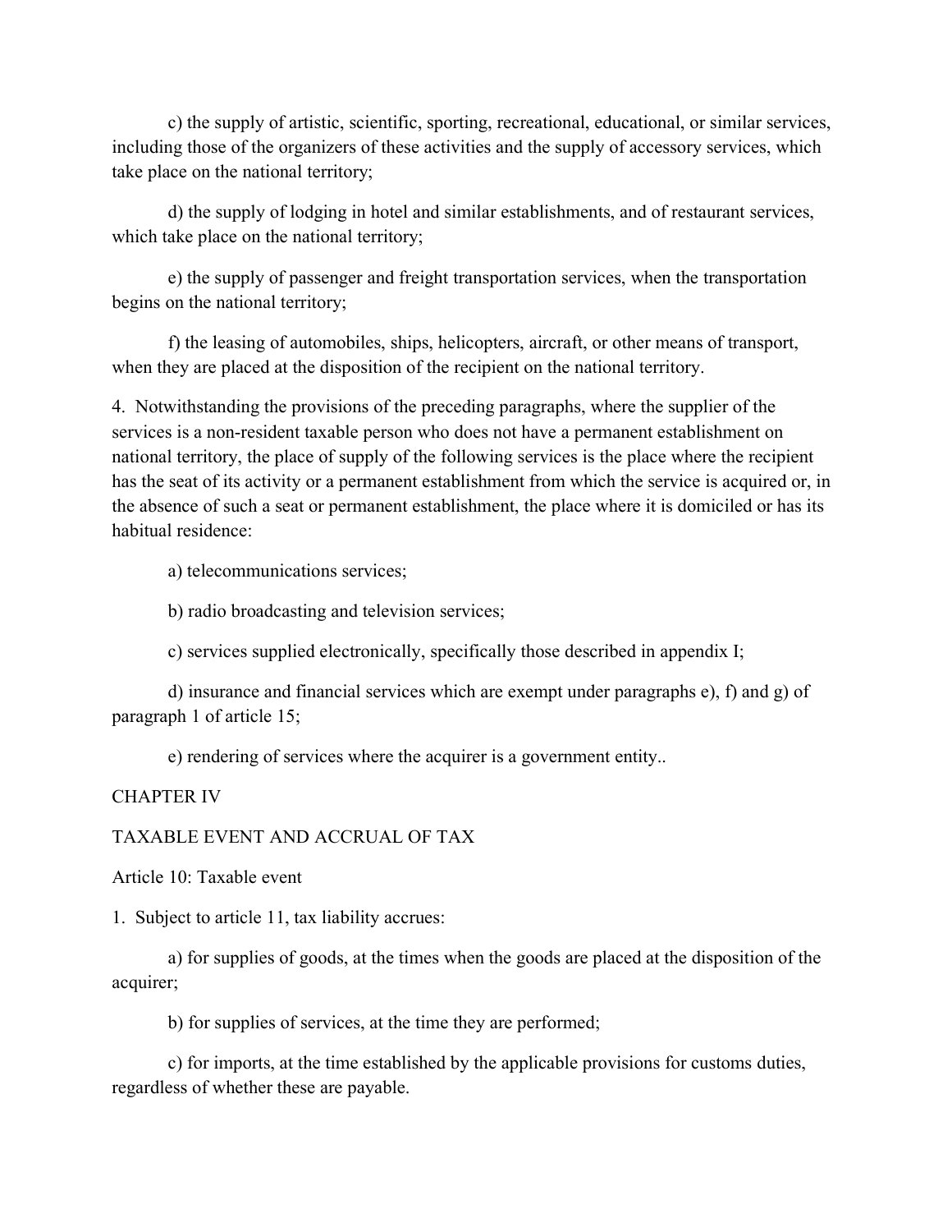c) the supply of artistic, scientific, sporting, recreational, educational, or similar services, including those of the organizers of these activities and the supply of accessory services, which take place on the national territory;

d) the supply of lodging in hotel and similar establishments, and of restaurant services, which take place on the national territory;

e) the supply of passenger and freight transportation services, when the transportation begins on the national territory;

f) the leasing of automobiles, ships, helicopters, aircraft, or other means of transport, when they are placed at the disposition of the recipient on the national territory.

4. Notwithstanding the provisions of the preceding paragraphs, where the supplier of the services is a non-resident taxable person who does not have a permanent establishment on national territory, the place of supply of the following services is the place where the recipient has the seat of its activity or a permanent establishment from which the service is acquired or, in the absence of such a seat or permanent establishment, the place where it is domiciled or has its habitual residence:

a) telecommunications services;

b) radio broadcasting and television services;

c) services supplied electronically, specifically those described in appendix I;

d) insurance and financial services which are exempt under paragraphs e), f) and g) of paragraph 1 of article 15;

e) rendering of services where the acquirer is a government entity..

CHAPTER IV

TAXABLE EVENT AND ACCRUAL OF TAX

Article 10: Taxable event

1. Subject to article 11, tax liability accrues:

a) for supplies of goods, at the times when the goods are placed at the disposition of the acquirer;

b) for supplies of services, at the time they are performed;

c) for imports, at the time established by the applicable provisions for customs duties, regardless of whether these are payable.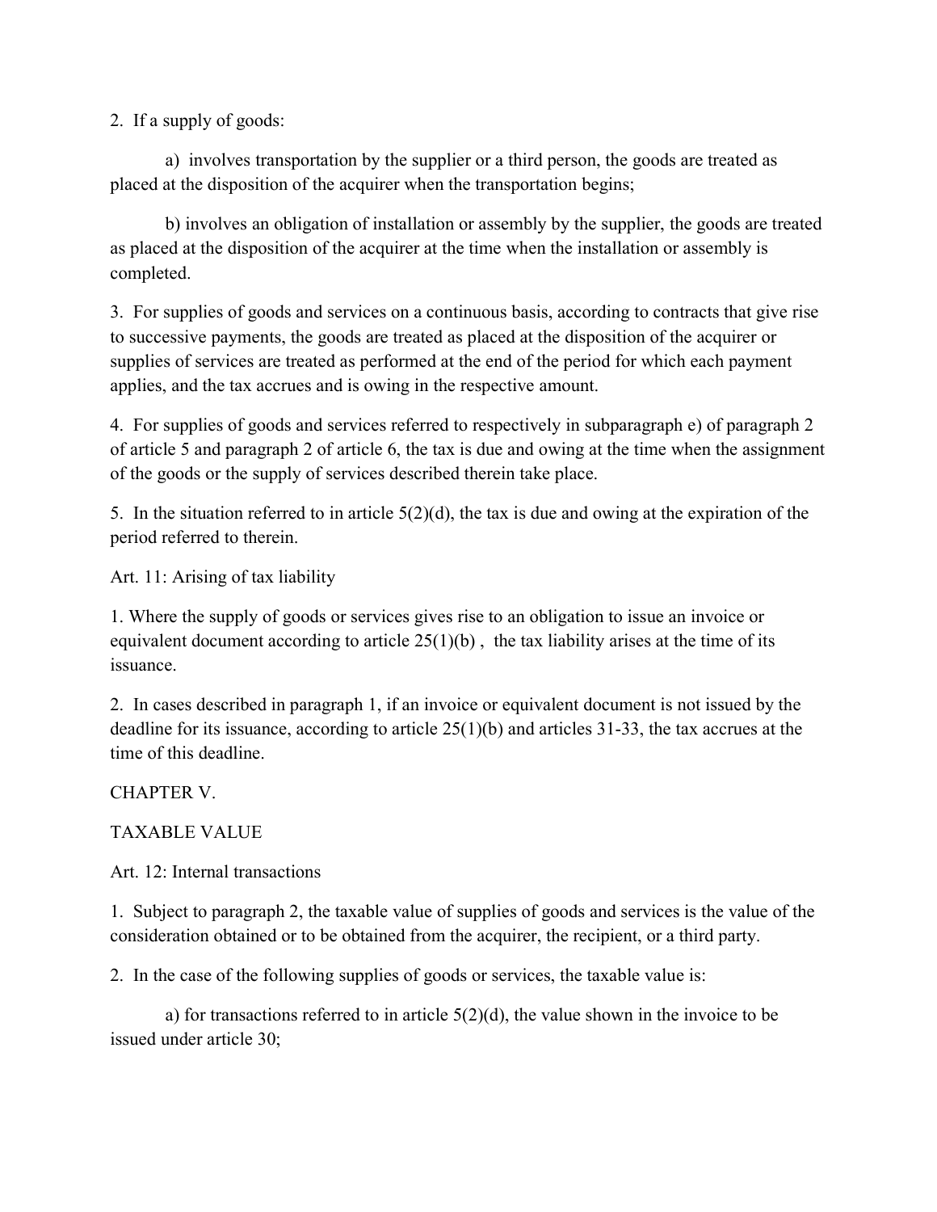2. If a supply of goods:

   a) involves transportation by the supplier or a third person, the goods are treated as placed at the disposition of the acquirer when the transportation begins;

   b) involves an obligation of installation or assembly by the supplier, the goods are treated as placed at the disposition of the acquirer at the time when the installation or assembly is completed.

3. For supplies of goods and services on a continuous basis, according to contracts that give rise to successive payments, the goods are treated as placed at the disposition of the acquirer or supplies of services are treated as performed at the end of the period for which each payment applies, and the tax accrues and is owing in the respective amount.

4. For supplies of goods and services referred to respectively in subparagraph e) of paragraph 2 of article 5 and paragraph 2 of article 6, the tax is due and owing at the time when the assignment of the goods or the supply of services described therein take place.

5. In the situation referred to in article 5(2)(d), the tax is due and owing at the expiration of the period referred to therein.

Art. 11: Arising of tax liability

1. Where the supply of goods or services gives rise to an obligation to issue an invoice or equivalent document according to article 25(1)(b) , the tax liability arises at the time of its issuance.

2. In cases described in paragraph 1, if an invoice or equivalent document is not issued by the deadline for its issuance, according to article 25(1)(b) and articles 31-33, the tax accrues at the time of this deadline.

CHAPTER V.

TAXABLE VALUE

Art. 12: Internal transactions

1. Subject to paragraph 2, the taxable value of supplies of goods and services is the value of the consideration obtained or to be obtained from the acquirer, the recipient, or a third party.

2. In the case of the following supplies of goods or services, the taxable value is:

   a) for transactions referred to in article 5(2)(d), the value shown in the invoice to be issued under article 30;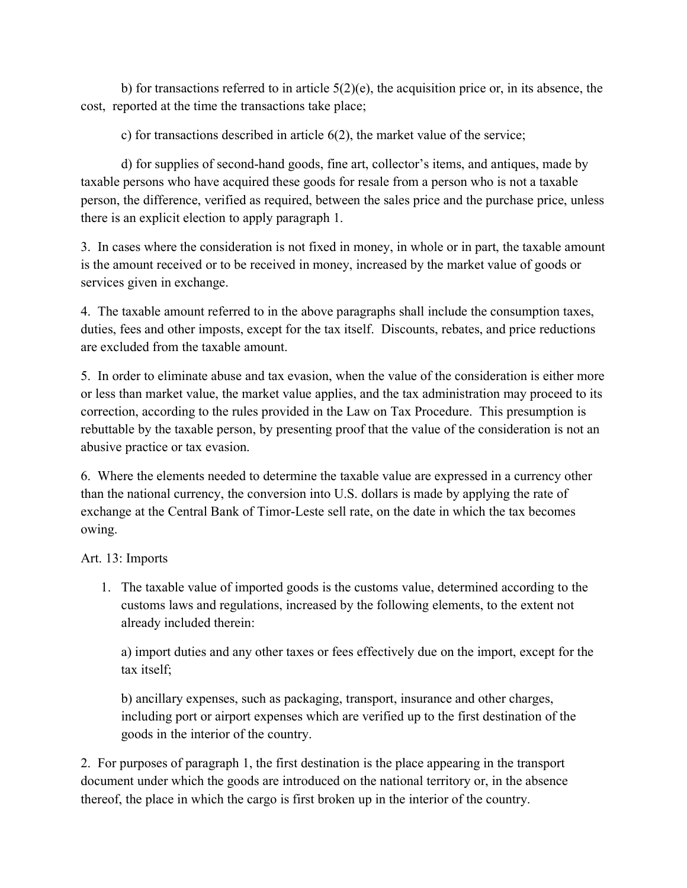b) for transactions referred to in article 5(2)(e), the acquisition price or, in its absence, the cost, reported at the time the transactions take place;

c) for transactions described in article 6(2), the market value of the service;

d) for supplies of second-hand goods, fine art, collector's items, and antiques, made by taxable persons who have acquired these goods for resale from a person who is not a taxable person, the difference, verified as required, between the sales price and the purchase price, unless there is an explicit election to apply paragraph 1.

3. In cases where the consideration is not fixed in money, in whole or in part, the taxable amount is the amount received or to be received in money, increased by the market value of goods or services given in exchange.

4. The taxable amount referred to in the above paragraphs shall include the consumption taxes, duties, fees and other imposts, except for the tax itself. Discounts, rebates, and price reductions are excluded from the taxable amount.

5. In order to eliminate abuse and tax evasion, when the value of the consideration is either more or less than market value, the market value applies, and the tax administration may proceed to its correction, according to the rules provided in the Law on Tax Procedure. This presumption is rebuttable by the taxable person, by presenting proof that the value of the consideration is not an abusive practice or tax evasion.

6. Where the elements needed to determine the taxable value are expressed in a currency other than the national currency, the conversion into U.S. dollars is made by applying the rate of exchange at the Central Bank of Timor-Leste sell rate, on the date in which the tax becomes owing.

Art. 13: Imports

1. The taxable value of imported goods is the customs value, determined according to the customs laws and regulations, increased by the following elements, to the extent not already included therein:

   a) import duties and any other taxes or fees effectively due on the import, except for the tax itself;

   b) ancillary expenses, such as packaging, transport, insurance and other charges, including port or airport expenses which are verified up to the first destination of the goods in the interior of the country.

2. For purposes of paragraph 1, the first destination is the place appearing in the transport document under which the goods are introduced on the national territory or, in the absence thereof, the place in which the cargo is first broken up in the interior of the country.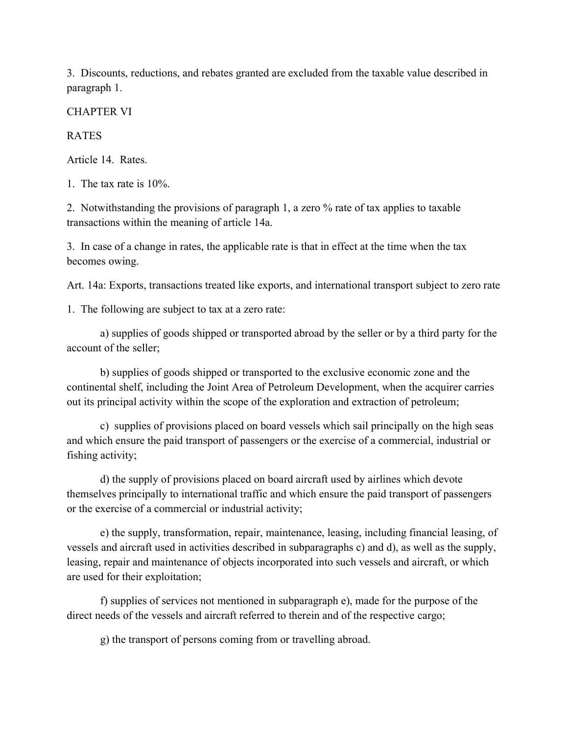3. Discounts, reductions, and rebates granted are excluded from the taxable value described in paragraph 1.

## CHAPTER VI

## RATES

### Article 14. Rates.

1. The tax rate is 10%.

2. Notwithstanding the provisions of paragraph 1, a zero % rate of tax applies to taxable transactions within the meaning of article 14a.

3. In case of a change in rates, the applicable rate is that in effect at the time when the tax becomes owing.

### Art. 14a: Exports, transactions treated like exports, and international transport subject to zero rate

1. The following are subject to tax at a zero rate:

a) supplies of goods shipped or transported abroad by the seller or by a third party for the account of the seller;

b) supplies of goods shipped or transported to the exclusive economic zone and the continental shelf, including the Joint Area of Petroleum Development, when the acquirer carries out its principal activity within the scope of the exploration and extraction of petroleum;

c) supplies of provisions placed on board vessels which sail principally on the high seas and which ensure the paid transport of passengers or the exercise of a commercial, industrial or fishing activity;

d) the supply of provisions placed on board aircraft used by airlines which devote themselves principally to international traffic and which ensure the paid transport of passengers or the exercise of a commercial or industrial activity;

e) the supply, transformation, repair, maintenance, leasing, including financial leasing, of vessels and aircraft used in activities described in subparagraphs c) and d), as well as the supply, leasing, repair and maintenance of objects incorporated into such vessels and aircraft, or which are used for their exploitation;

f) supplies of services not mentioned in subparagraph e), made for the purpose of the direct needs of the vessels and aircraft referred to therein and of the respective cargo;

g) the transport of persons coming from or travelling abroad.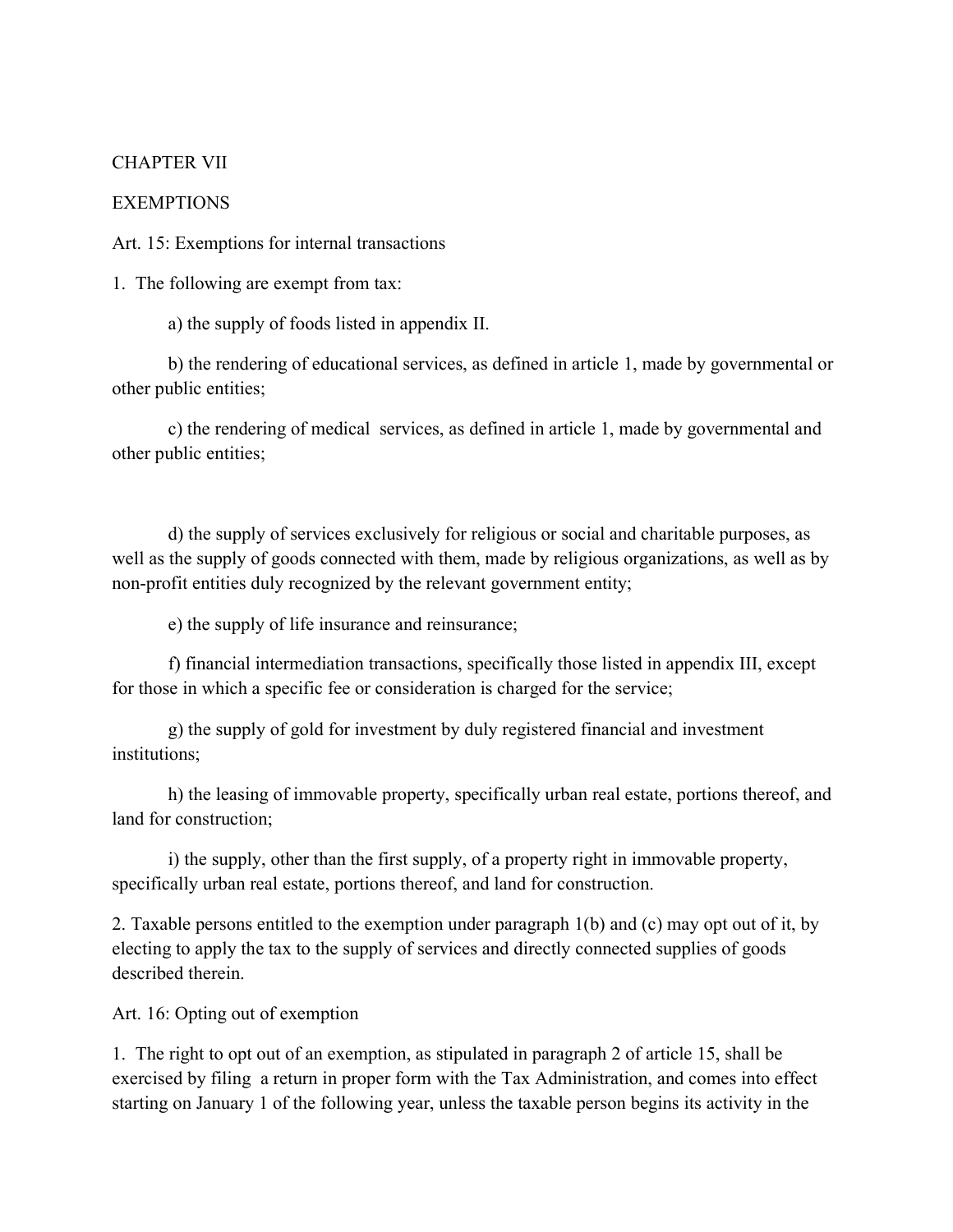## CHAPTER VII

## EXEMPTIONS

### Art. 15: Exemptions for internal transactions

1. The following are exempt from tax:

   a) the supply of foods listed in appendix II.

   b) the rendering of educational services, as defined in article 1, made by governmental or other public entities;

   c) the rendering of medical services, as defined in article 1, made by governmental and other public entities;

   d) the supply of services exclusively for religious or social and charitable purposes, as well as the supply of goods connected with them, made by religious organizations, as well as by non-profit entities duly recognized by the relevant government entity;

   e) the supply of life insurance and reinsurance;

   f) financial intermediation transactions, specifically those listed in appendix III, except for those in which a specific fee or consideration is charged for the service;

   g) the supply of gold for investment by duly registered financial and investment institutions;

   h) the leasing of immovable property, specifically urban real estate, portions thereof, and land for construction;

   i) the supply, other than the first supply, of a property right in immovable property, specifically urban real estate, portions thereof, and land for construction.

2. Taxable persons entitled to the exemption under paragraph 1(b) and (c) may opt out of it, by electing to apply the tax to the supply of services and directly connected supplies of goods described therein.

### Art. 16: Opting out of exemption

1. The right to opt out of an exemption, as stipulated in paragraph 2 of article 15, shall be exercised by filing a return in proper form with the Tax Administration, and comes into effect starting on January 1 of the following year, unless the taxable person begins its activity in the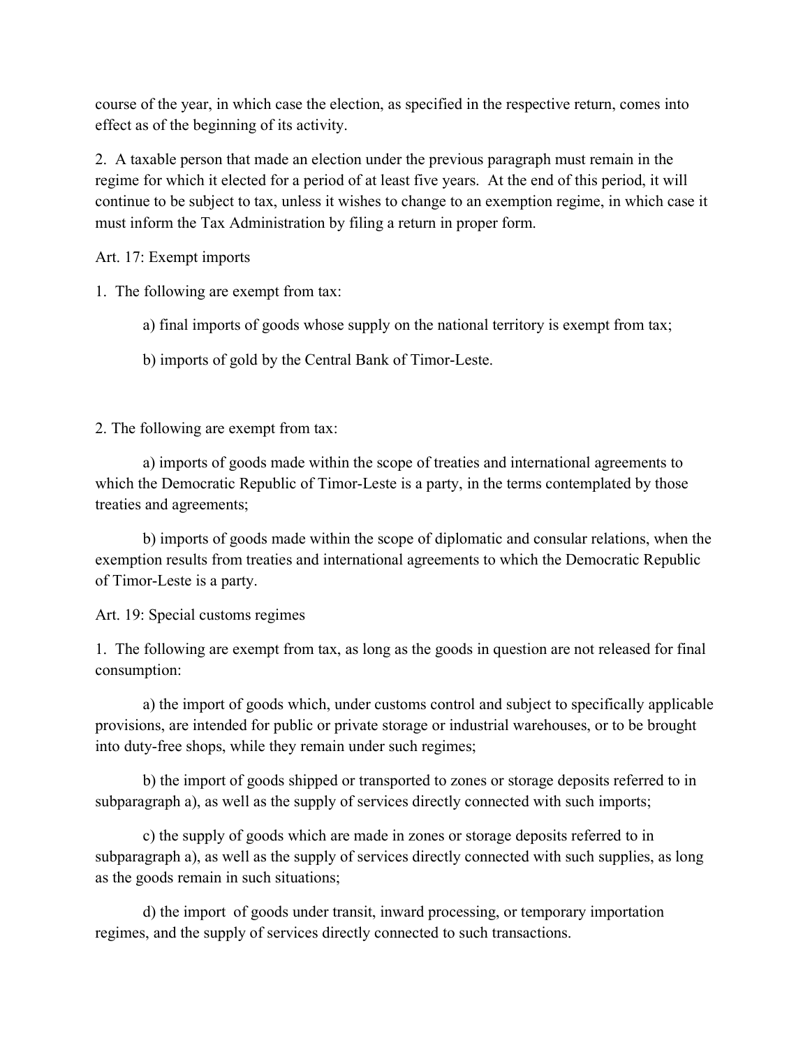course of the year, in which case the election, as specified in the respective return, comes into effect as of the beginning of its activity.

2. A taxable person that made an election under the previous paragraph must remain in the regime for which it elected for a period of at least five years. At the end of this period, it will continue to be subject to tax, unless it wishes to change to an exemption regime, in which case it must inform the Tax Administration by filing a return in proper form.

Art. 17: Exempt imports

1. The following are exempt from tax:

a) final imports of goods whose supply on the national territory is exempt from tax;

b) imports of gold by the Central Bank of Timor-Leste.

2. The following are exempt from tax:

a) imports of goods made within the scope of treaties and international agreements to which the Democratic Republic of Timor-Leste is a party, in the terms contemplated by those treaties and agreements;

b) imports of goods made within the scope of diplomatic and consular relations, when the exemption results from treaties and international agreements to which the Democratic Republic of Timor-Leste is a party.

Art. 19: Special customs regimes

1. The following are exempt from tax, as long as the goods in question are not released for final consumption:

a) the import of goods which, under customs control and subject to specifically applicable provisions, are intended for public or private storage or industrial warehouses, or to be brought into duty-free shops, while they remain under such regimes;

b) the import of goods shipped or transported to zones or storage deposits referred to in subparagraph a), as well as the supply of services directly connected with such imports;

c) the supply of goods which are made in zones or storage deposits referred to in subparagraph a), as well as the supply of services directly connected with such supplies, as long as the goods remain in such situations;

d) the import of goods under transit, inward processing, or temporary importation regimes, and the supply of services directly connected to such transactions.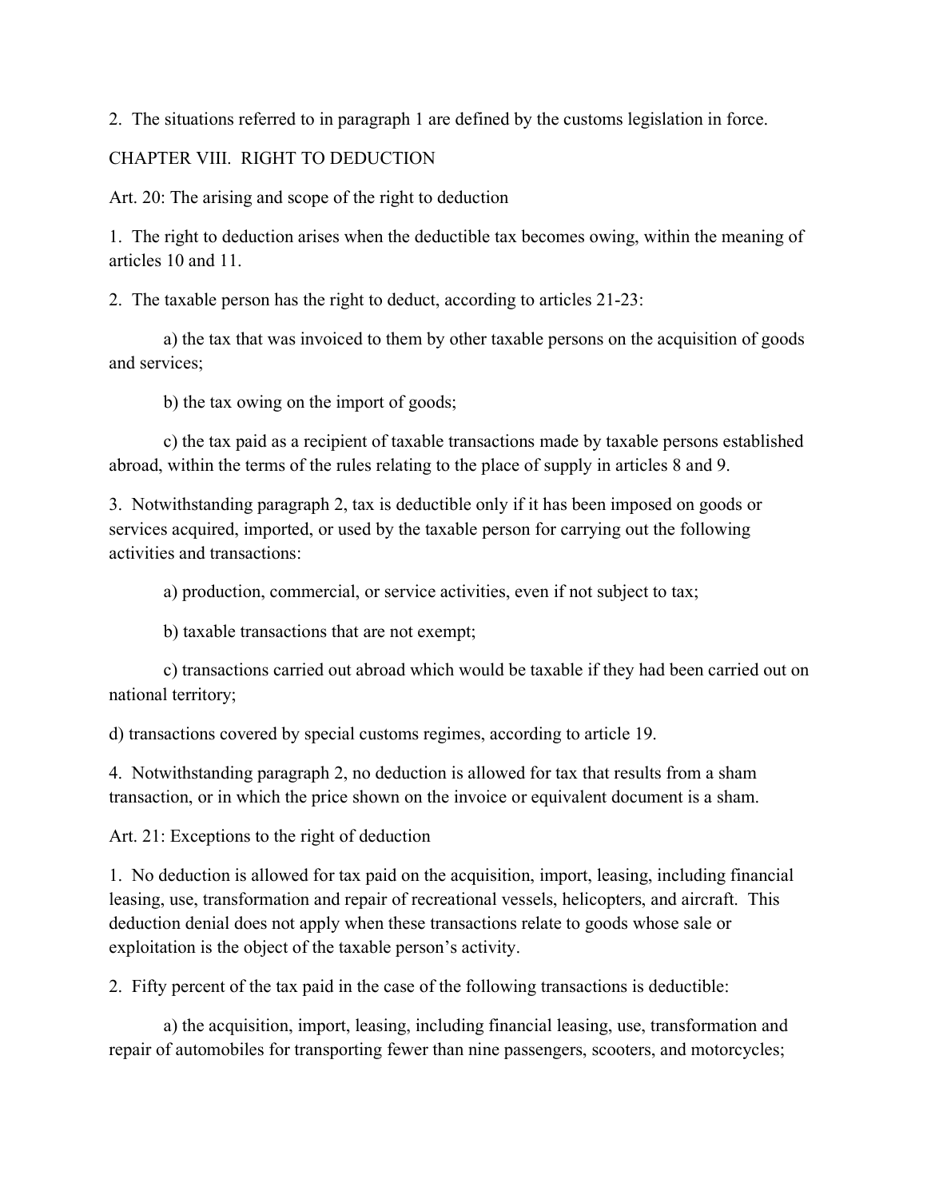2. The situations referred to in paragraph 1 are defined by the customs legislation in force.

## CHAPTER VIII. RIGHT TO DEDUCTION

### Art. 20: The arising and scope of the right to deduction

1. The right to deduction arises when the deductible tax becomes owing, within the meaning of articles 10 and 11.

2. The taxable person has the right to deduct, according to articles 21-23:

   a) the tax that was invoiced to them by other taxable persons on the acquisition of goods and services;

   b) the tax owing on the import of goods;

   c) the tax paid as a recipient of taxable transactions made by taxable persons established abroad, within the terms of the rules relating to the place of supply in articles 8 and 9.

3. Notwithstanding paragraph 2, tax is deductible only if it has been imposed on goods or services acquired, imported, or used by the taxable person for carrying out the following activities and transactions:

   a) production, commercial, or service activities, even if not subject to tax;

   b) taxable transactions that are not exempt;

   c) transactions carried out abroad which would be taxable if they had been carried out on national territory;

   d) transactions covered by special customs regimes, according to article 19.

4. Notwithstanding paragraph 2, no deduction is allowed for tax that results from a sham transaction, or in which the price shown on the invoice or equivalent document is a sham.

### Art. 21: Exceptions to the right of deduction

1. No deduction is allowed for tax paid on the acquisition, import, leasing, including financial leasing, use, transformation and repair of recreational vessels, helicopters, and aircraft. This deduction denial does not apply when these transactions relate to goods whose sale or exploitation is the object of the taxable person's activity.

2. Fifty percent of the tax paid in the case of the following transactions is deductible:

   a) the acquisition, import, leasing, including financial leasing, use, transformation and repair of automobiles for transporting fewer than nine passengers, scooters, and motorcycles;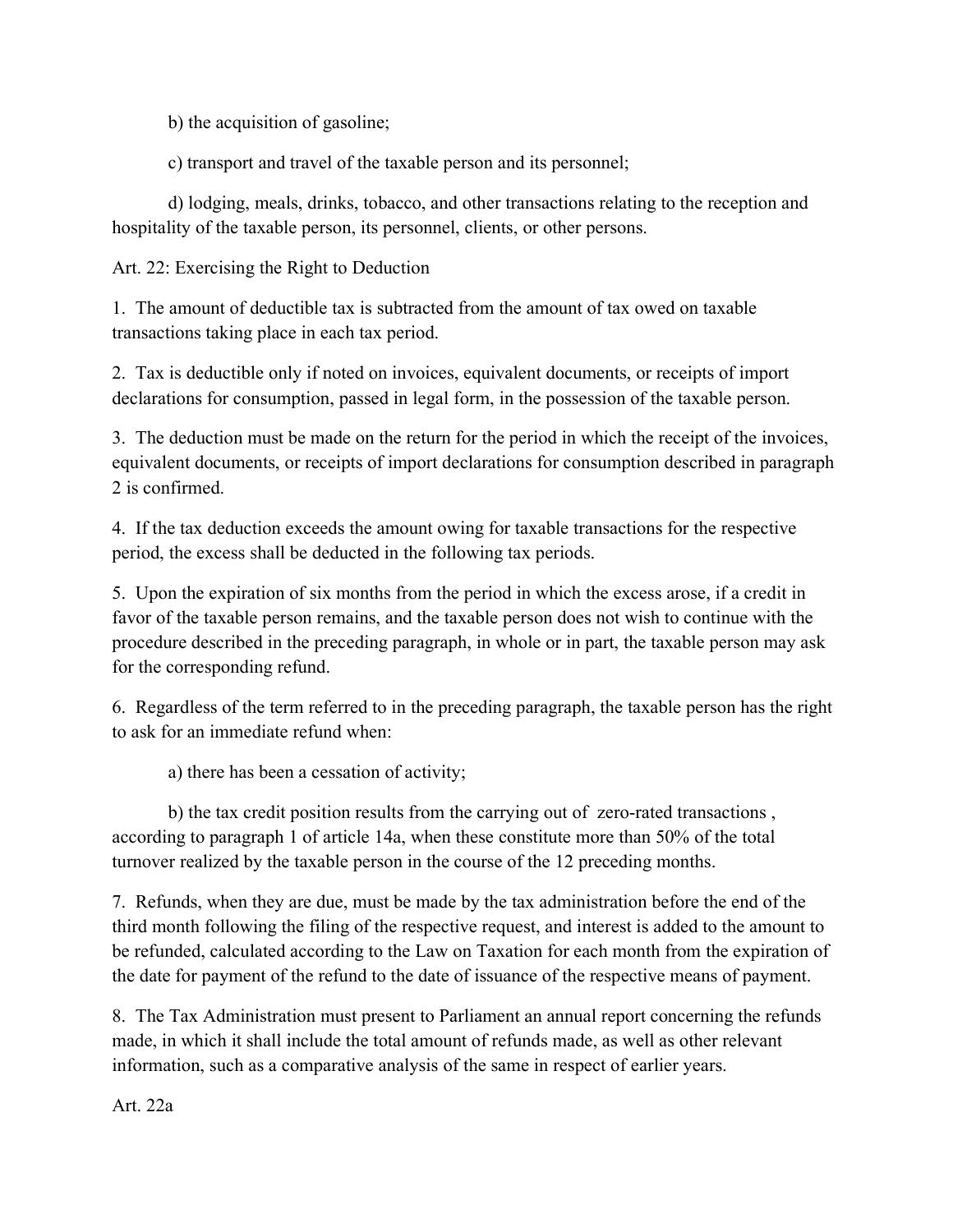b) the acquisition of gasoline;

c) transport and travel of the taxable person and its personnel;

d) lodging, meals, drinks, tobacco, and other transactions relating to the reception and hospitality of the taxable person, its personnel, clients, or other persons.

Art. 22: Exercising the Right to Deduction

1. The amount of deductible tax is subtracted from the amount of tax owed on taxable transactions taking place in each tax period.

2. Tax is deductible only if noted on invoices, equivalent documents, or receipts of import declarations for consumption, passed in legal form, in the possession of the taxable person.

3. The deduction must be made on the return for the period in which the receipt of the invoices, equivalent documents, or receipts of import declarations for consumption described in paragraph 2 is confirmed.

4. If the tax deduction exceeds the amount owing for taxable transactions for the respective period, the excess shall be deducted in the following tax periods.

5. Upon the expiration of six months from the period in which the excess arose, if a credit in favor of the taxable person remains, and the taxable person does not wish to continue with the procedure described in the preceding paragraph, in whole or in part, the taxable person may ask for the corresponding refund.

6. Regardless of the term referred to in the preceding paragraph, the taxable person has the right to ask for an immediate refund when:

a) there has been a cessation of activity;

b) the tax credit position results from the carrying out of zero-rated transactions , according to paragraph 1 of article 14a, when these constitute more than 50% of the total turnover realized by the taxable person in the course of the 12 preceding months.

7. Refunds, when they are due, must be made by the tax administration before the end of the third month following the filing of the respective request, and interest is added to the amount to be refunded, calculated according to the Law on Taxation for each month from the expiration of the date for payment of the refund to the date of issuance of the respective means of payment.

8. The Tax Administration must present to Parliament an annual report concerning the refunds made, in which it shall include the total amount of refunds made, as well as other relevant information, such as a comparative analysis of the same in respect of earlier years.

Art. 22a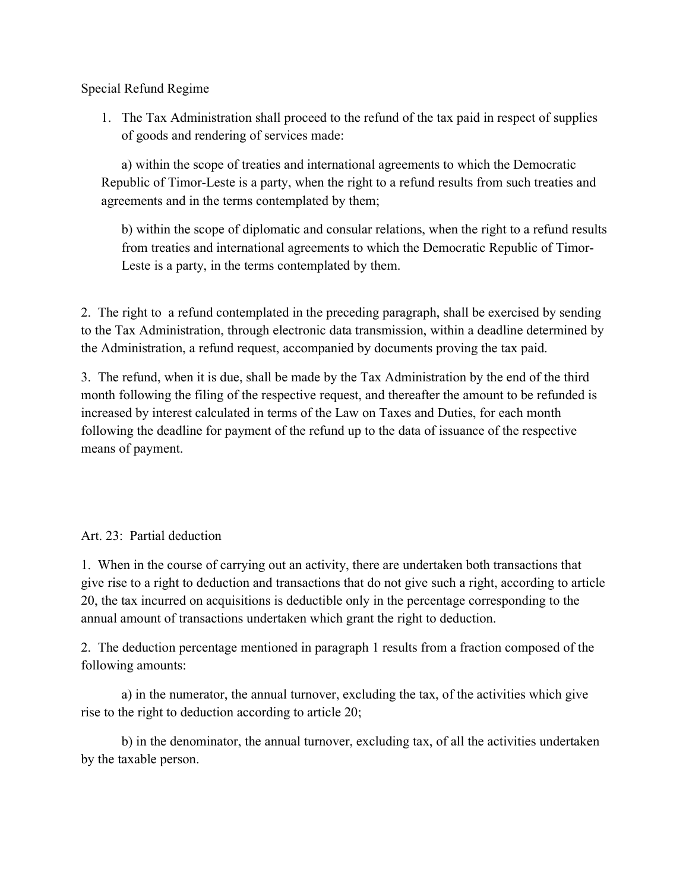## Special Refund Regime

1. The Tax Administration shall proceed to the refund of the tax paid in respect of supplies of goods and rendering of services made:

   a) within the scope of treaties and international agreements to which the Democratic Republic of Timor-Leste is a party, when the right to a refund results from such treaties and agreements and in the terms contemplated by them;

   b) within the scope of diplomatic and consular relations, when the right to a refund results from treaties and international agreements to which the Democratic Republic of Timor-Leste is a party, in the terms contemplated by them.

2. The right to a refund contemplated in the preceding paragraph, shall be exercised by sending to the Tax Administration, through electronic data transmission, within a deadline determined by the Administration, a refund request, accompanied by documents proving the tax paid.

3. The refund, when it is due, shall be made by the Tax Administration by the end of the third month following the filing of the respective request, and thereafter the amount to be refunded is increased by interest calculated in terms of the Law on Taxes and Duties, for each month following the deadline for payment of the refund up to the data of issuance of the respective means of payment.

## Art. 23: Partial deduction

1. When in the course of carrying out an activity, there are undertaken both transactions that give rise to a right to deduction and transactions that do not give such a right, according to article 20, the tax incurred on acquisitions is deductible only in the percentage corresponding to the annual amount of transactions undertaken which grant the right to deduction.

2. The deduction percentage mentioned in paragraph 1 results from a fraction composed of the following amounts:

   a) in the numerator, the annual turnover, excluding the tax, of the activities which give rise to the right to deduction according to article 20;

   b) in the denominator, the annual turnover, excluding tax, of all the activities undertaken by the taxable person.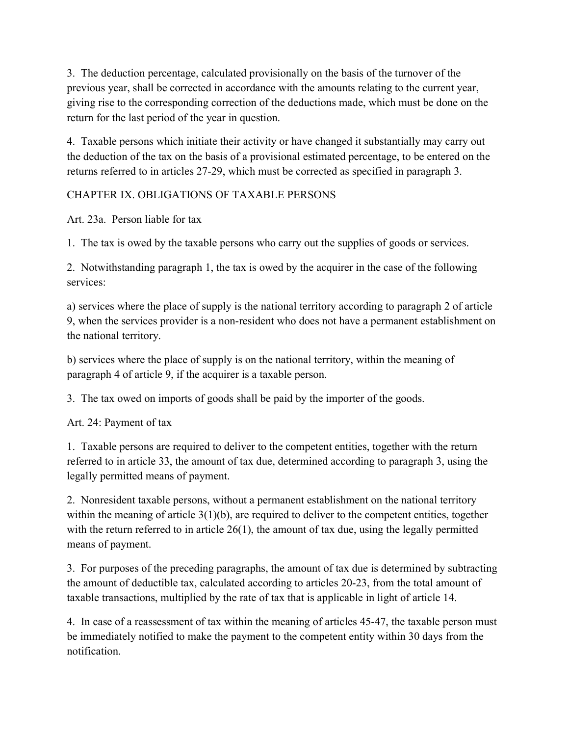3. The deduction percentage, calculated provisionally on the basis of the turnover of the previous year, shall be corrected in accordance with the amounts relating to the current year, giving rise to the corresponding correction of the deductions made, which must be done on the return for the last period of the year in question.

4. Taxable persons which initiate their activity or have changed it substantially may carry out the deduction of the tax on the basis of a provisional estimated percentage, to be entered on the returns referred to in articles 27-29, which must be corrected as specified in paragraph 3.

## CHAPTER IX. OBLIGATIONS OF TAXABLE PERSONS

### Art. 23a. Person liable for tax

1. The tax is owed by the taxable persons who carry out the supplies of goods or services.

2. Notwithstanding paragraph 1, the tax is owed by the acquirer in the case of the following services:

a) services where the place of supply is the national territory according to paragraph 2 of article 9, when the services provider is a non-resident who does not have a permanent establishment on the national territory.

b) services where the place of supply is on the national territory, within the meaning of paragraph 4 of article 9, if the acquirer is a taxable person.

3. The tax owed on imports of goods shall be paid by the importer of the goods.

### Art. 24: Payment of tax

1. Taxable persons are required to deliver to the competent entities, together with the return referred to in article 33, the amount of tax due, determined according to paragraph 3, using the legally permitted means of payment.

2. Nonresident taxable persons, without a permanent establishment on the national territory within the meaning of article 3(1)(b), are required to deliver to the competent entities, together with the return referred to in article 26(1), the amount of tax due, using the legally permitted means of payment.

3. For purposes of the preceding paragraphs, the amount of tax due is determined by subtracting the amount of deductible tax, calculated according to articles 20-23, from the total amount of taxable transactions, multiplied by the rate of tax that is applicable in light of article 14.

4. In case of a reassessment of tax within the meaning of articles 45-47, the taxable person must be immediately notified to make the payment to the competent entity within 30 days from the notification.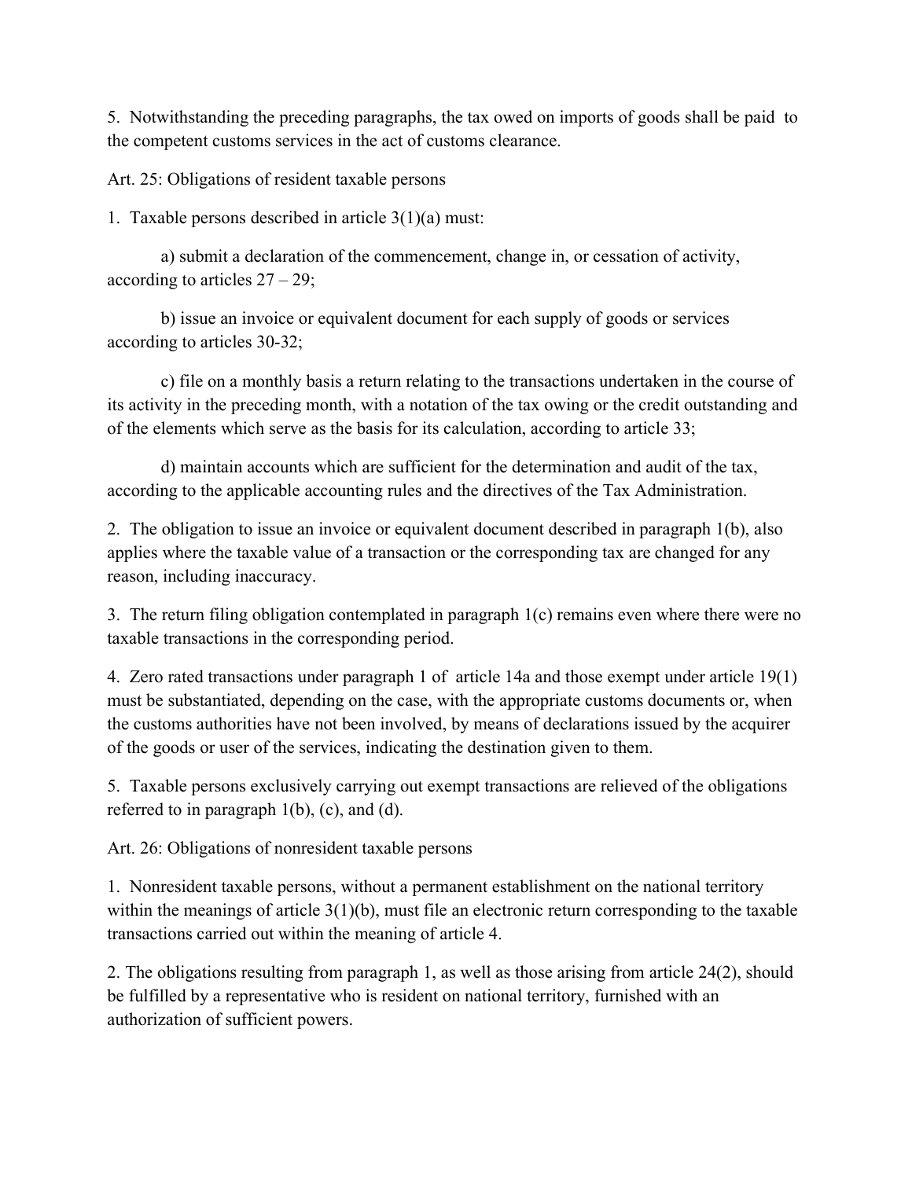5. Notwithstanding the preceding paragraphs, the tax owed on imports of goods shall be paid to the competent customs services in the act of customs clearance.

Art. 25: Obligations of resident taxable persons

1. Taxable persons described in article 3(1)(a) must:

a) submit a declaration of the commencement, change in, or cessation of activity, according to articles 27 – 29;

b) issue an invoice or equivalent document for each supply of goods or services according to articles 30-32;

c) file on a monthly basis a return relating to the transactions undertaken in the course of its activity in the preceding month, with a notation of the tax owing or the credit outstanding and of the elements which serve as the basis for its calculation, according to article 33;

d) maintain accounts which are sufficient for the determination and audit of the tax, according to the applicable accounting rules and the directives of the Tax Administration.

2. The obligation to issue an invoice or equivalent document described in paragraph 1(b), also applies where the taxable value of a transaction or the corresponding tax are changed for any reason, including inaccuracy.

3. The return filing obligation contemplated in paragraph 1(c) remains even where there were no taxable transactions in the corresponding period.

4. Zero rated transactions under paragraph 1 of article 14a and those exempt under article 19(1) must be substantiated, depending on the case, with the appropriate customs documents or, when the customs authorities have not been involved, by means of declarations issued by the acquirer of the goods or user of the services, indicating the destination given to them.

5. Taxable persons exclusively carrying out exempt transactions are relieved of the obligations referred to in paragraph 1(b), (c), and (d).

Art. 26: Obligations of nonresident taxable persons

1. Nonresident taxable persons, without a permanent establishment on the national territory within the meanings of article 3(1)(b), must file an electronic return corresponding to the taxable transactions carried out within the meaning of article 4.

2. The obligations resulting from paragraph 1, as well as those arising from article 24(2), should be fulfilled by a representative who is resident on national territory, furnished with an authorization of sufficient powers.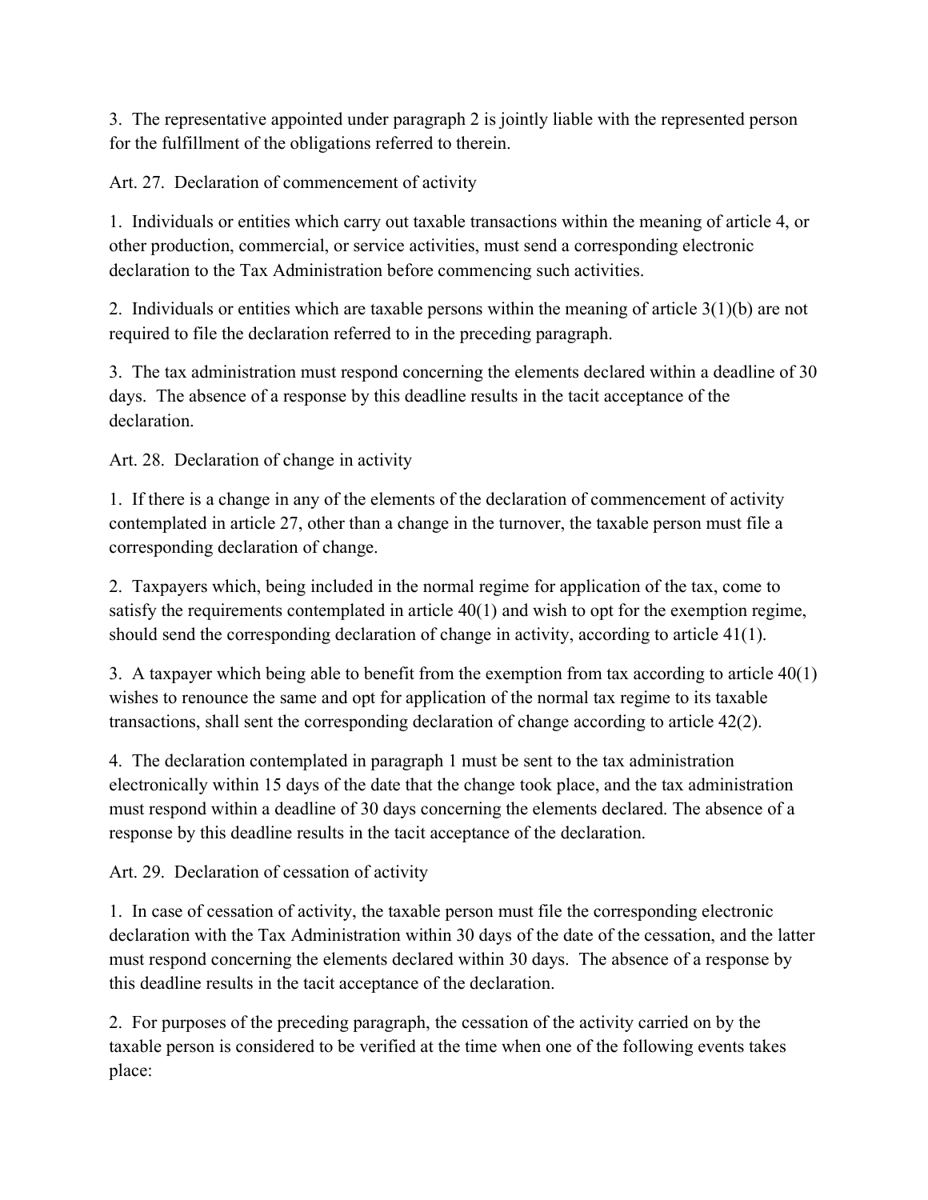3. The representative appointed under paragraph 2 is jointly liable with the represented person for the fulfillment of the obligations referred to therein.

Art. 27. Declaration of commencement of activity

1. Individuals or entities which carry out taxable transactions within the meaning of article 4, or other production, commercial, or service activities, must send a corresponding electronic declaration to the Tax Administration before commencing such activities.

2. Individuals or entities which are taxable persons within the meaning of article 3(1)(b) are not required to file the declaration referred to in the preceding paragraph.

3. The tax administration must respond concerning the elements declared within a deadline of 30 days. The absence of a response by this deadline results in the tacit acceptance of the declaration.

Art. 28. Declaration of change in activity

1. If there is a change in any of the elements of the declaration of commencement of activity contemplated in article 27, other than a change in the turnover, the taxable person must file a corresponding declaration of change.

2. Taxpayers which, being included in the normal regime for application of the tax, come to satisfy the requirements contemplated in article 40(1) and wish to opt for the exemption regime, should send the corresponding declaration of change in activity, according to article 41(1).

3. A taxpayer which being able to benefit from the exemption from tax according to article 40(1) wishes to renounce the same and opt for application of the normal tax regime to its taxable transactions, shall sent the corresponding declaration of change according to article 42(2).

4. The declaration contemplated in paragraph 1 must be sent to the tax administration electronically within 15 days of the date that the change took place, and the tax administration must respond within a deadline of 30 days concerning the elements declared. The absence of a response by this deadline results in the tacit acceptance of the declaration.

Art. 29. Declaration of cessation of activity

1. In case of cessation of activity, the taxable person must file the corresponding electronic declaration with the Tax Administration within 30 days of the date of the cessation, and the latter must respond concerning the elements declared within 30 days. The absence of a response by this deadline results in the tacit acceptance of the declaration.

2. For purposes of the preceding paragraph, the cessation of the activity carried on by the taxable person is considered to be verified at the time when one of the following events takes place: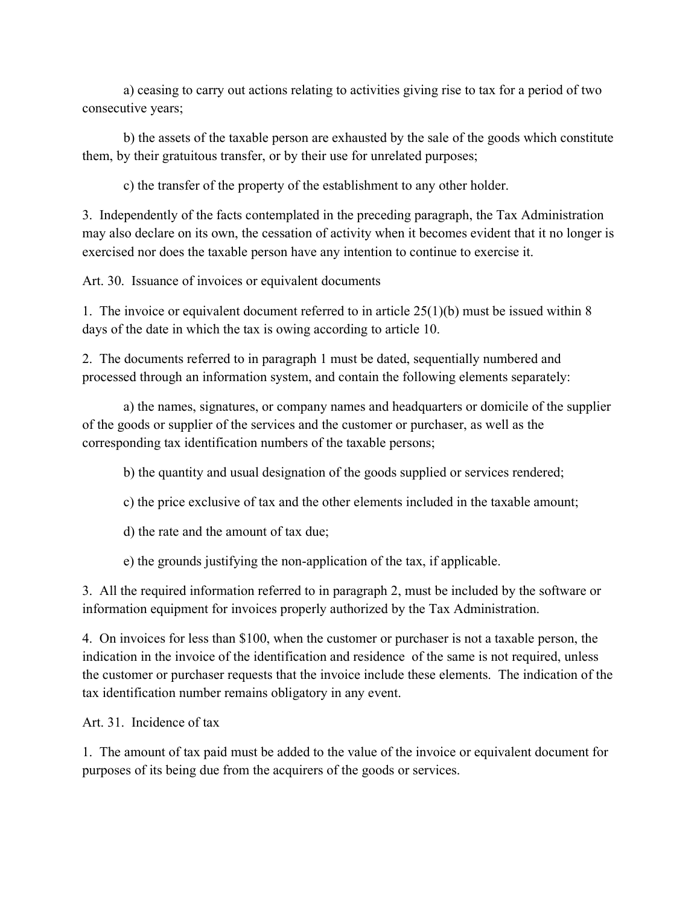a) ceasing to carry out actions relating to activities giving rise to tax for a period of two consecutive years;

b) the assets of the taxable person are exhausted by the sale of the goods which constitute them, by their gratuitous transfer, or by their use for unrelated purposes;

c) the transfer of the property of the establishment to any other holder.

3. Independently of the facts contemplated in the preceding paragraph, the Tax Administration may also declare on its own, the cessation of activity when it becomes evident that it no longer is exercised nor does the taxable person have any intention to continue to exercise it.

Art. 30. Issuance of invoices or equivalent documents

1. The invoice or equivalent document referred to in article 25(1)(b) must be issued within 8 days of the date in which the tax is owing according to article 10.

2. The documents referred to in paragraph 1 must be dated, sequentially numbered and processed through an information system, and contain the following elements separately:

a) the names, signatures, or company names and headquarters or domicile of the supplier of the goods or supplier of the services and the customer or purchaser, as well as the corresponding tax identification numbers of the taxable persons;

b) the quantity and usual designation of the goods supplied or services rendered;

c) the price exclusive of tax and the other elements included in the taxable amount;

d) the rate and the amount of tax due;

e) the grounds justifying the non-application of the tax, if applicable.

3. All the required information referred to in paragraph 2, must be included by the software or information equipment for invoices properly authorized by the Tax Administration.

4. On invoices for less than $100, when the customer or purchaser is not a taxable person, the indication in the invoice of the identification and residence of the same is not required, unless the customer or purchaser requests that the invoice include these elements. The indication of the tax identification number remains obligatory in any event.

Art. 31. Incidence of tax

1. The amount of tax paid must be added to the value of the invoice or equivalent document for purposes of its being due from the acquirers of the goods or services.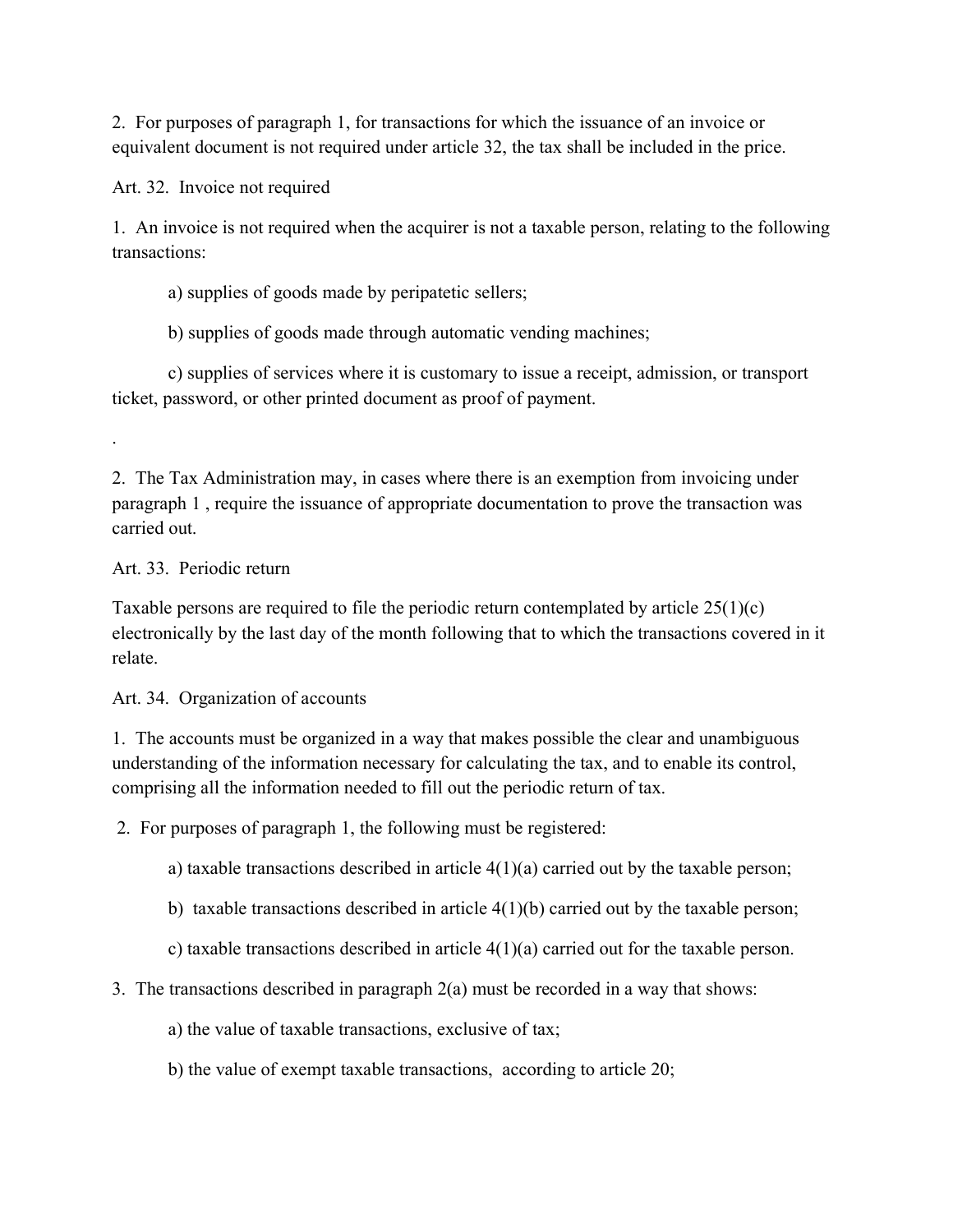2. For purposes of paragraph 1, for transactions for which the issuance of an invoice or equivalent document is not required under article 32, the tax shall be included in the price.

Art. 32. Invoice not required

1. An invoice is not required when the acquirer is not a taxable person, relating to the following transactions:

a) supplies of goods made by peripatetic sellers;

b) supplies of goods made through automatic vending machines;

c) supplies of services where it is customary to issue a receipt, admission, or transport ticket, password, or other printed document as proof of payment.

.

2. The Tax Administration may, in cases where there is an exemption from invoicing under paragraph 1 , require the issuance of appropriate documentation to prove the transaction was carried out.

Art. 33. Periodic return

Taxable persons are required to file the periodic return contemplated by article 25(1)(c) electronically by the last day of the month following that to which the transactions covered in it relate.

Art. 34. Organization of accounts

1. The accounts must be organized in a way that makes possible the clear and unambiguous understanding of the information necessary for calculating the tax, and to enable its control, comprising all the information needed to fill out the periodic return of tax.

2. For purposes of paragraph 1, the following must be registered:

a) taxable transactions described in article 4(1)(a) carried out by the taxable person;

b) taxable transactions described in article 4(1)(b) carried out by the taxable person;

c) taxable transactions described in article 4(1)(a) carried out for the taxable person.

3. The transactions described in paragraph 2(a) must be recorded in a way that shows:

a) the value of taxable transactions, exclusive of tax;

b) the value of exempt taxable transactions, according to article 20;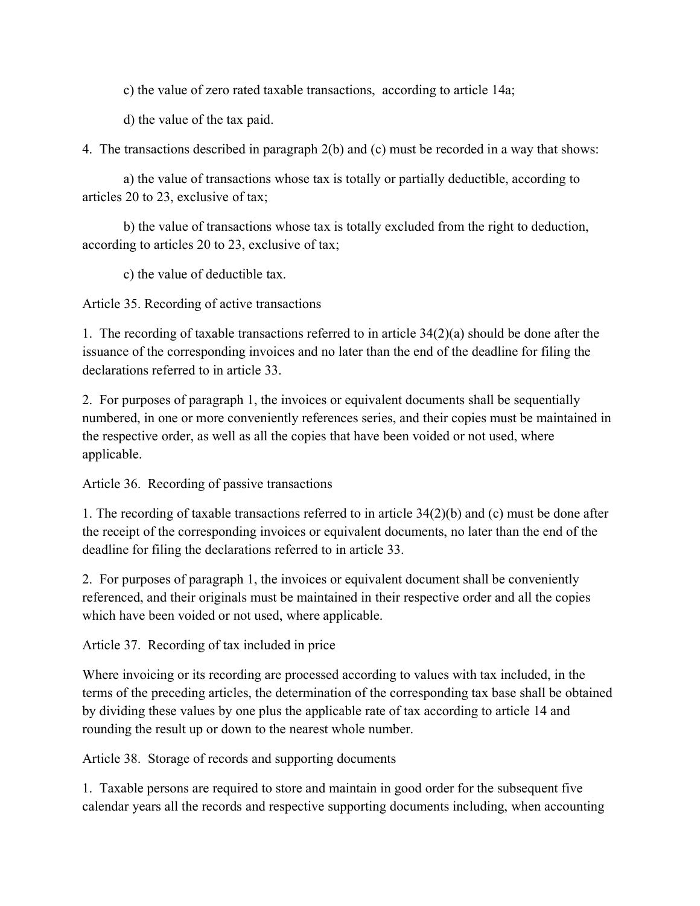c) the value of zero rated taxable transactions, according to article 14a;

d) the value of the tax paid.

4. The transactions described in paragraph 2(b) and (c) must be recorded in a way that shows:

a) the value of transactions whose tax is totally or partially deductible, according to articles 20 to 23, exclusive of tax;

b) the value of transactions whose tax is totally excluded from the right to deduction, according to articles 20 to 23, exclusive of tax;

c) the value of deductible tax.

Article 35. Recording of active transactions

1. The recording of taxable transactions referred to in article 34(2)(a) should be done after the issuance of the corresponding invoices and no later than the end of the deadline for filing the declarations referred to in article 33.

2. For purposes of paragraph 1, the invoices or equivalent documents shall be sequentially numbered, in one or more conveniently references series, and their copies must be maintained in the respective order, as well as all the copies that have been voided or not used, where applicable.

Article 36. Recording of passive transactions

1. The recording of taxable transactions referred to in article 34(2)(b) and (c) must be done after the receipt of the corresponding invoices or equivalent documents, no later than the end of the deadline for filing the declarations referred to in article 33.

2. For purposes of paragraph 1, the invoices or equivalent document shall be conveniently referenced, and their originals must be maintained in their respective order and all the copies which have been voided or not used, where applicable.

Article 37. Recording of tax included in price

Where invoicing or its recording are processed according to values with tax included, in the terms of the preceding articles, the determination of the corresponding tax base shall be obtained by dividing these values by one plus the applicable rate of tax according to article 14 and rounding the result up or down to the nearest whole number.

Article 38. Storage of records and supporting documents

1. Taxable persons are required to store and maintain in good order for the subsequent five calendar years all the records and respective supporting documents including, when accounting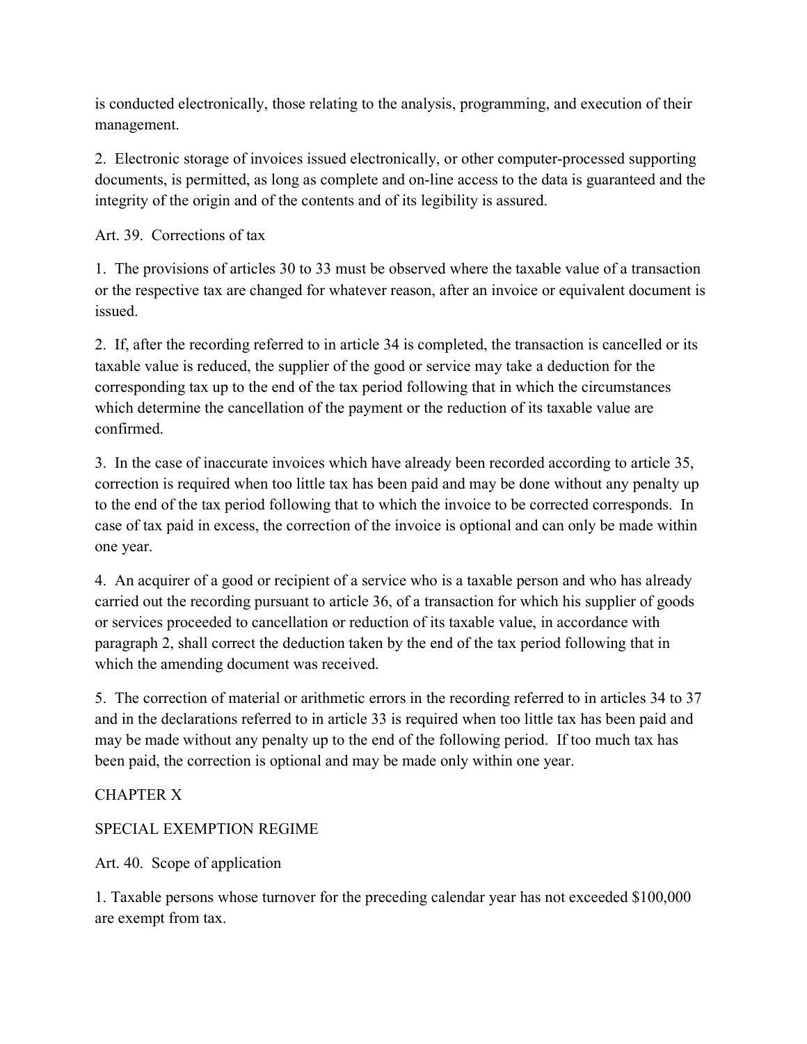is conducted electronically, those relating to the analysis, programming, and execution of their management.

2. Electronic storage of invoices issued electronically, or other computer-processed supporting documents, is permitted, as long as complete and on-line access to the data is guaranteed and the integrity of the origin and of the contents and of its legibility is assured.

Art. 39. Corrections of tax

1. The provisions of articles 30 to 33 must be observed where the taxable value of a transaction or the respective tax are changed for whatever reason, after an invoice or equivalent document is issued.

2. If, after the recording referred to in article 34 is completed, the transaction is cancelled or its taxable value is reduced, the supplier of the good or service may take a deduction for the corresponding tax up to the end of the tax period following that in which the circumstances which determine the cancellation of the payment or the reduction of its taxable value are confirmed.

3. In the case of inaccurate invoices which have already been recorded according to article 35, correction is required when too little tax has been paid and may be done without any penalty up to the end of the tax period following that to which the invoice to be corrected corresponds. In case of tax paid in excess, the correction of the invoice is optional and can only be made within one year.

4. An acquirer of a good or recipient of a service who is a taxable person and who has already carried out the recording pursuant to article 36, of a transaction for which his supplier of goods or services proceeded to cancellation or reduction of its taxable value, in accordance with paragraph 2, shall correct the deduction taken by the end of the tax period following that in which the amending document was received.

5. The correction of material or arithmetic errors in the recording referred to in articles 34 to 37 and in the declarations referred to in article 33 is required when too little tax has been paid and may be made without any penalty up to the end of the following period. If too much tax has been paid, the correction is optional and may be made only within one year.

## CHAPTER X

## SPECIAL EXEMPTION REGIME

Art. 40. Scope of application

1. Taxable persons whose turnover for the preceding calendar year has not exceeded $100,000 are exempt from tax.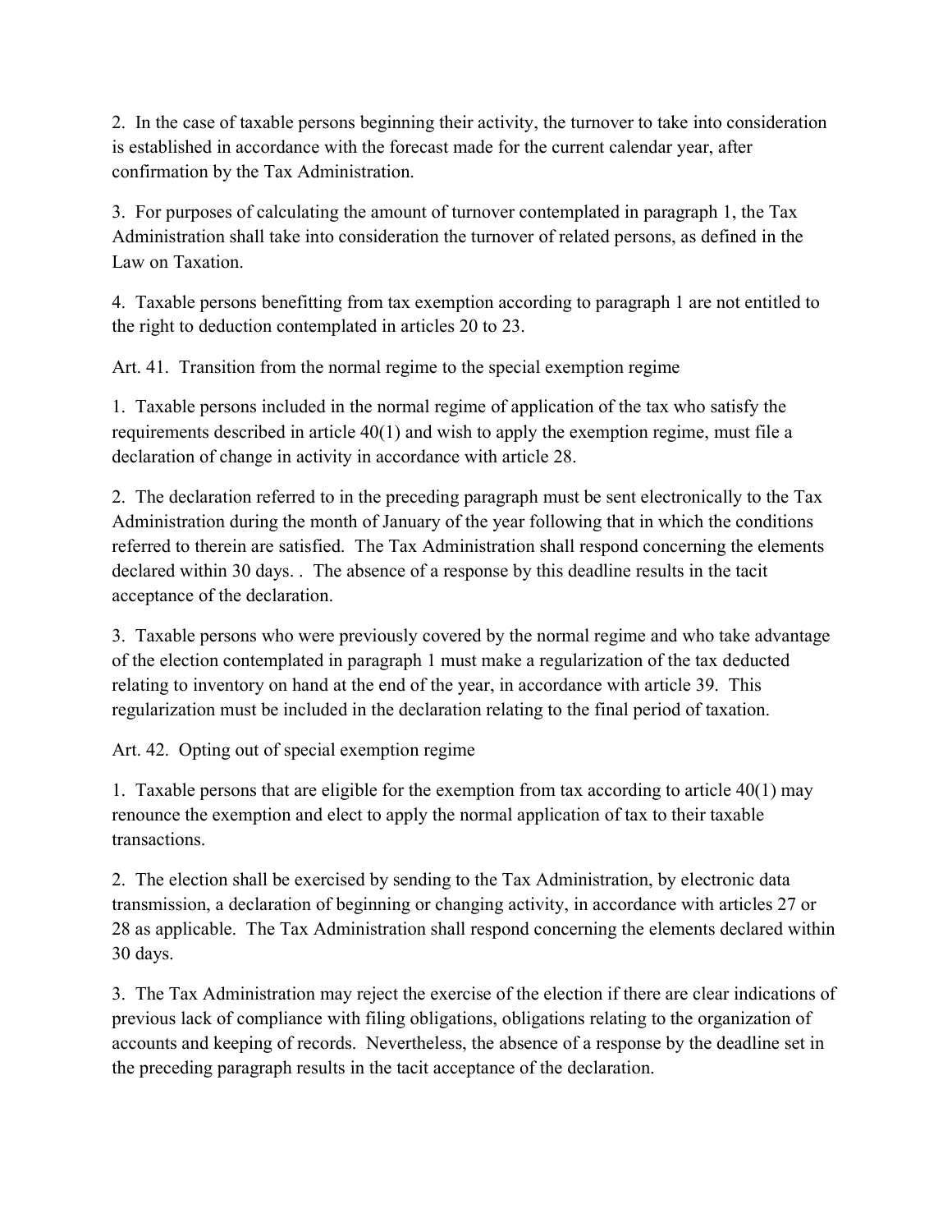2. In the case of taxable persons beginning their activity, the turnover to take into consideration is established in accordance with the forecast made for the current calendar year, after confirmation by the Tax Administration.

3. For purposes of calculating the amount of turnover contemplated in paragraph 1, the Tax Administration shall take into consideration the turnover of related persons, as defined in the Law on Taxation.

4. Taxable persons benefitting from tax exemption according to paragraph 1 are not entitled to the right to deduction contemplated in articles 20 to 23.

Art. 41. Transition from the normal regime to the special exemption regime

1. Taxable persons included in the normal regime of application of the tax who satisfy the requirements described in article 40(1) and wish to apply the exemption regime, must file a declaration of change in activity in accordance with article 28.

2. The declaration referred to in the preceding paragraph must be sent electronically to the Tax Administration during the month of January of the year following that in which the conditions referred to therein are satisfied. The Tax Administration shall respond concerning the elements declared within 30 days. . The absence of a response by this deadline results in the tacit acceptance of the declaration.

3. Taxable persons who were previously covered by the normal regime and who take advantage of the election contemplated in paragraph 1 must make a regularization of the tax deducted relating to inventory on hand at the end of the year, in accordance with article 39. This regularization must be included in the declaration relating to the final period of taxation.

Art. 42. Opting out of special exemption regime

1. Taxable persons that are eligible for the exemption from tax according to article 40(1) may renounce the exemption and elect to apply the normal application of tax to their taxable transactions.

2. The election shall be exercised by sending to the Tax Administration, by electronic data transmission, a declaration of beginning or changing activity, in accordance with articles 27 or 28 as applicable. The Tax Administration shall respond concerning the elements declared within 30 days.

3. The Tax Administration may reject the exercise of the election if there are clear indications of previous lack of compliance with filing obligations, obligations relating to the organization of accounts and keeping of records. Nevertheless, the absence of a response by the deadline set in the preceding paragraph results in the tacit acceptance of the declaration.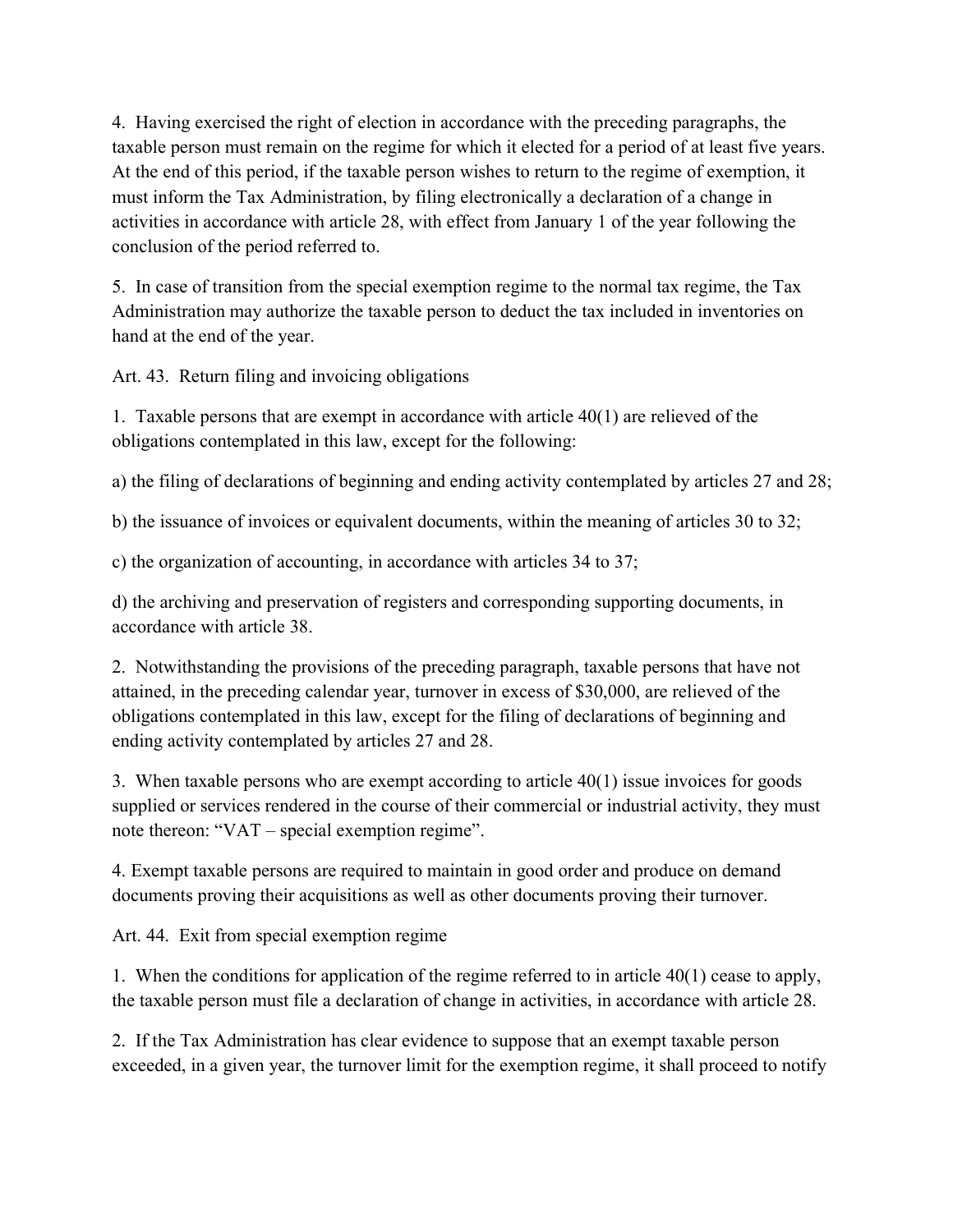4. Having exercised the right of election in accordance with the preceding paragraphs, the taxable person must remain on the regime for which it elected for a period of at least five years. At the end of this period, if the taxable person wishes to return to the regime of exemption, it must inform the Tax Administration, by filing electronically a declaration of a change in activities in accordance with article 28, with effect from January 1 of the year following the conclusion of the period referred to.

5. In case of transition from the special exemption regime to the normal tax regime, the Tax Administration may authorize the taxable person to deduct the tax included in inventories on hand at the end of the year.

Art. 43. Return filing and invoicing obligations

1. Taxable persons that are exempt in accordance with article 40(1) are relieved of the obligations contemplated in this law, except for the following:

a) the filing of declarations of beginning and ending activity contemplated by articles 27 and 28;

b) the issuance of invoices or equivalent documents, within the meaning of articles 30 to 32;

c) the organization of accounting, in accordance with articles 34 to 37;

d) the archiving and preservation of registers and corresponding supporting documents, in accordance with article 38.

2. Notwithstanding the provisions of the preceding paragraph, taxable persons that have not attained, in the preceding calendar year, turnover in excess of $30,000, are relieved of the obligations contemplated in this law, except for the filing of declarations of beginning and ending activity contemplated by articles 27 and 28.

3. When taxable persons who are exempt according to article 40(1) issue invoices for goods supplied or services rendered in the course of their commercial or industrial activity, they must note thereon: "VAT – special exemption regime".

4. Exempt taxable persons are required to maintain in good order and produce on demand documents proving their acquisitions as well as other documents proving their turnover.

Art. 44. Exit from special exemption regime

1. When the conditions for application of the regime referred to in article 40(1) cease to apply, the taxable person must file a declaration of change in activities, in accordance with article 28.

2. If the Tax Administration has clear evidence to suppose that an exempt taxable person exceeded, in a given year, the turnover limit for the exemption regime, it shall proceed to notify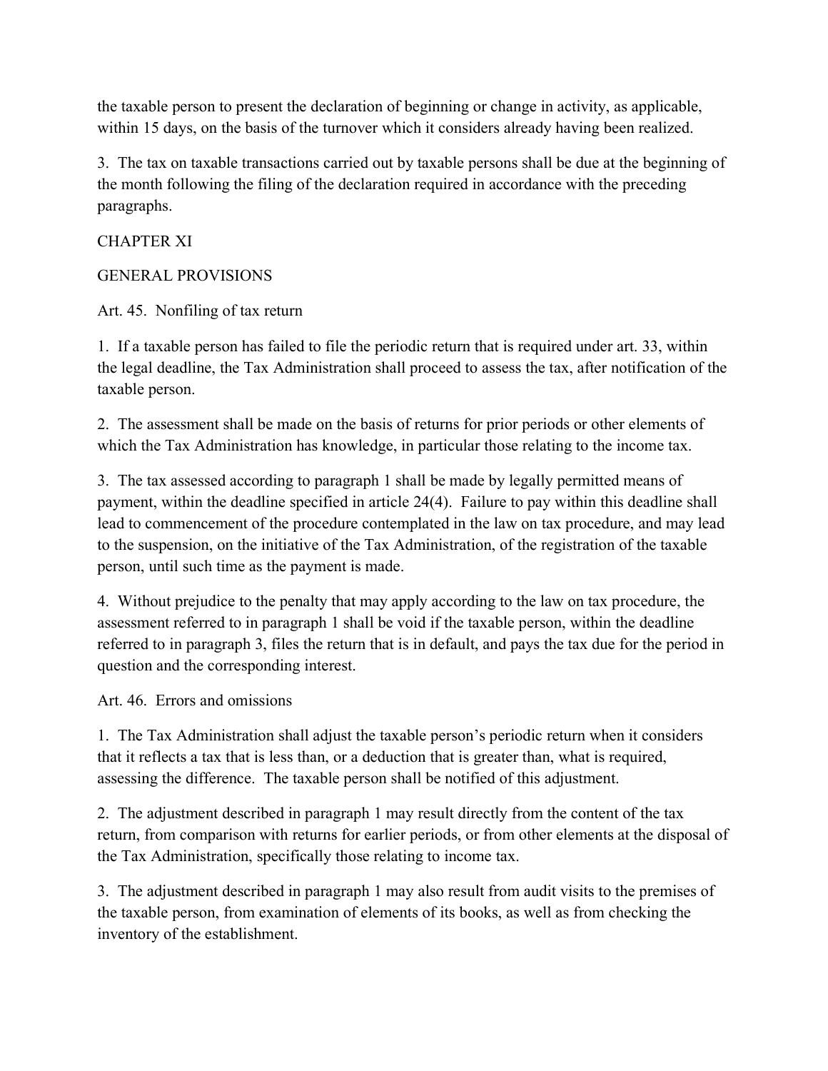the taxable person to present the declaration of beginning or change in activity, as applicable, within 15 days, on the basis of the turnover which it considers already having been realized.

3. The tax on taxable transactions carried out by taxable persons shall be due at the beginning of the month following the filing of the declaration required in accordance with the preceding paragraphs.

## CHAPTER XI

## GENERAL PROVISIONS

### Art. 45. Nonfiling of tax return

1. If a taxable person has failed to file the periodic return that is required under art. 33, within the legal deadline, the Tax Administration shall proceed to assess the tax, after notification of the taxable person.

2. The assessment shall be made on the basis of returns for prior periods or other elements of which the Tax Administration has knowledge, in particular those relating to the income tax.

3. The tax assessed according to paragraph 1 shall be made by legally permitted means of payment, within the deadline specified in article 24(4). Failure to pay within this deadline shall lead to commencement of the procedure contemplated in the law on tax procedure, and may lead to the suspension, on the initiative of the Tax Administration, of the registration of the taxable person, until such time as the payment is made.

4. Without prejudice to the penalty that may apply according to the law on tax procedure, the assessment referred to in paragraph 1 shall be void if the taxable person, within the deadline referred to in paragraph 3, files the return that is in default, and pays the tax due for the period in question and the corresponding interest.

### Art. 46. Errors and omissions

1. The Tax Administration shall adjust the taxable person's periodic return when it considers that it reflects a tax that is less than, or a deduction that is greater than, what is required, assessing the difference. The taxable person shall be notified of this adjustment.

2. The adjustment described in paragraph 1 may result directly from the content of the tax return, from comparison with returns for earlier periods, or from other elements at the disposal of the Tax Administration, specifically those relating to income tax.

3. The adjustment described in paragraph 1 may also result from audit visits to the premises of the taxable person, from examination of elements of its books, as well as from checking the inventory of the establishment.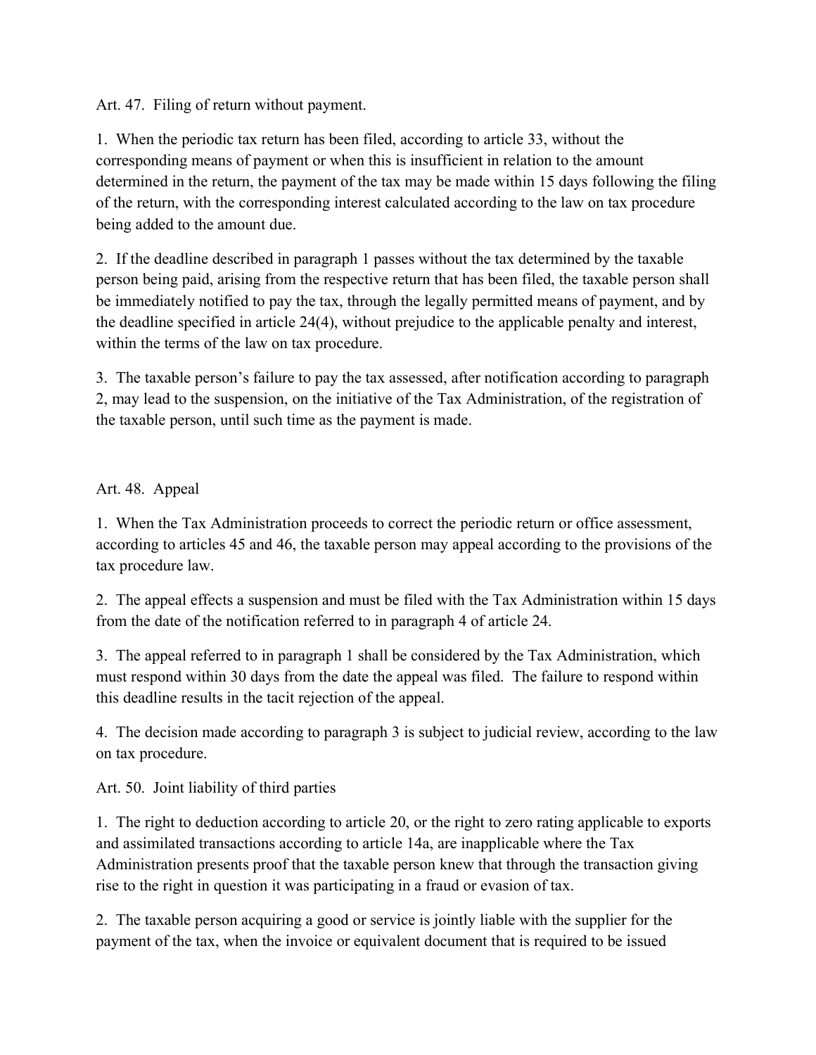Art. 47. Filing of return without payment.

1. When the periodic tax return has been filed, according to article 33, without the corresponding means of payment or when this is insufficient in relation to the amount determined in the return, the payment of the tax may be made within 15 days following the filing of the return, with the corresponding interest calculated according to the law on tax procedure being added to the amount due.

2. If the deadline described in paragraph 1 passes without the tax determined by the taxable person being paid, arising from the respective return that has been filed, the taxable person shall be immediately notified to pay the tax, through the legally permitted means of payment, and by the deadline specified in article 24(4), without prejudice to the applicable penalty and interest, within the terms of the law on tax procedure.

3. The taxable person's failure to pay the tax assessed, after notification according to paragraph 2, may lead to the suspension, on the initiative of the Tax Administration, of the registration of the taxable person, until such time as the payment is made.

Art. 48. Appeal

1. When the Tax Administration proceeds to correct the periodic return or office assessment, according to articles 45 and 46, the taxable person may appeal according to the provisions of the tax procedure law.

2. The appeal effects a suspension and must be filed with the Tax Administration within 15 days from the date of the notification referred to in paragraph 4 of article 24.

3. The appeal referred to in paragraph 1 shall be considered by the Tax Administration, which must respond within 30 days from the date the appeal was filed. The failure to respond within this deadline results in the tacit rejection of the appeal.

4. The decision made according to paragraph 3 is subject to judicial review, according to the law on tax procedure.

Art. 50. Joint liability of third parties

1. The right to deduction according to article 20, or the right to zero rating applicable to exports and assimilated transactions according to article 14a, are inapplicable where the Tax Administration presents proof that the taxable person knew that through the transaction giving rise to the right in question it was participating in a fraud or evasion of tax.

2. The taxable person acquiring a good or service is jointly liable with the supplier for the payment of the tax, when the invoice or equivalent document that is required to be issued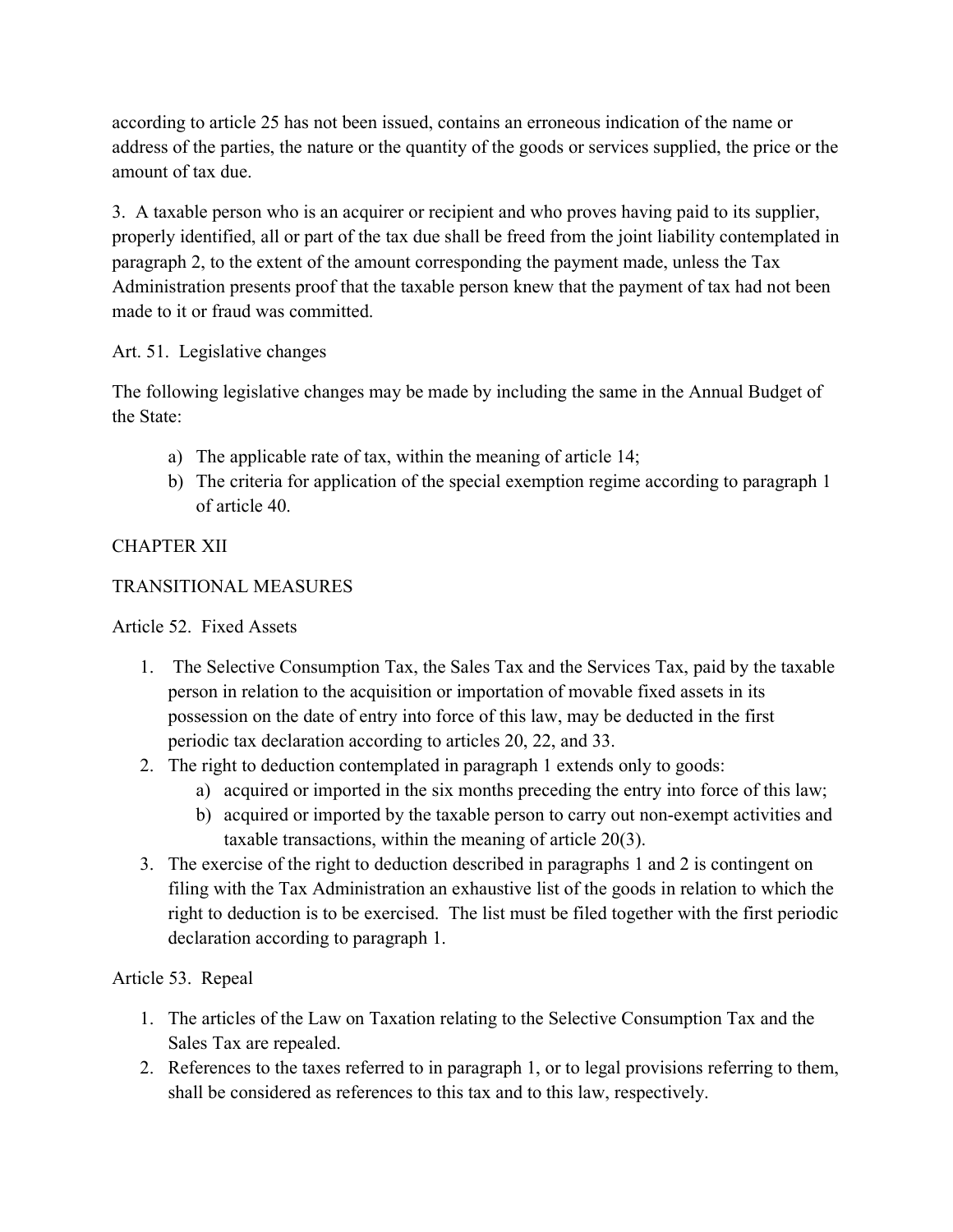according to article 25 has not been issued, contains an erroneous indication of the name or address of the parties, the nature or the quantity of the goods or services supplied, the price or the amount of tax due.

3. A taxable person who is an acquirer or recipient and who proves having paid to its supplier, properly identified, all or part of the tax due shall be freed from the joint liability contemplated in paragraph 2, to the extent of the amount corresponding the payment made, unless the Tax Administration presents proof that the taxable person knew that the payment of tax had not been made to it or fraud was committed.

Art. 51. Legislative changes

The following legislative changes may be made by including the same in the Annual Budget of the State:

a) The applicable rate of tax, within the meaning of article 14;
b) The criteria for application of the special exemption regime according to paragraph 1 of article 40.

## CHAPTER XII

## TRANSITIONAL MEASURES

Article 52. Fixed Assets

1. The Selective Consumption Tax, the Sales Tax and the Services Tax, paid by the taxable person in relation to the acquisition or importation of movable fixed assets in its possession on the date of entry into force of this law, may be deducted in the first periodic tax declaration according to articles 20, 22, and 33.
2. The right to deduction contemplated in paragraph 1 extends only to goods:
   a) acquired or imported in the six months preceding the entry into force of this law;
   b) acquired or imported by the taxable person to carry out non-exempt activities and taxable transactions, within the meaning of article 20(3).
3. The exercise of the right to deduction described in paragraphs 1 and 2 is contingent on filing with the Tax Administration an exhaustive list of the goods in relation to which the right to deduction is to be exercised. The list must be filed together with the first periodic declaration according to paragraph 1.

Article 53. Repeal

1. The articles of the Law on Taxation relating to the Selective Consumption Tax and the Sales Tax are repealed.
2. References to the taxes referred to in paragraph 1, or to legal provisions referring to them, shall be considered as references to this tax and to this law, respectively.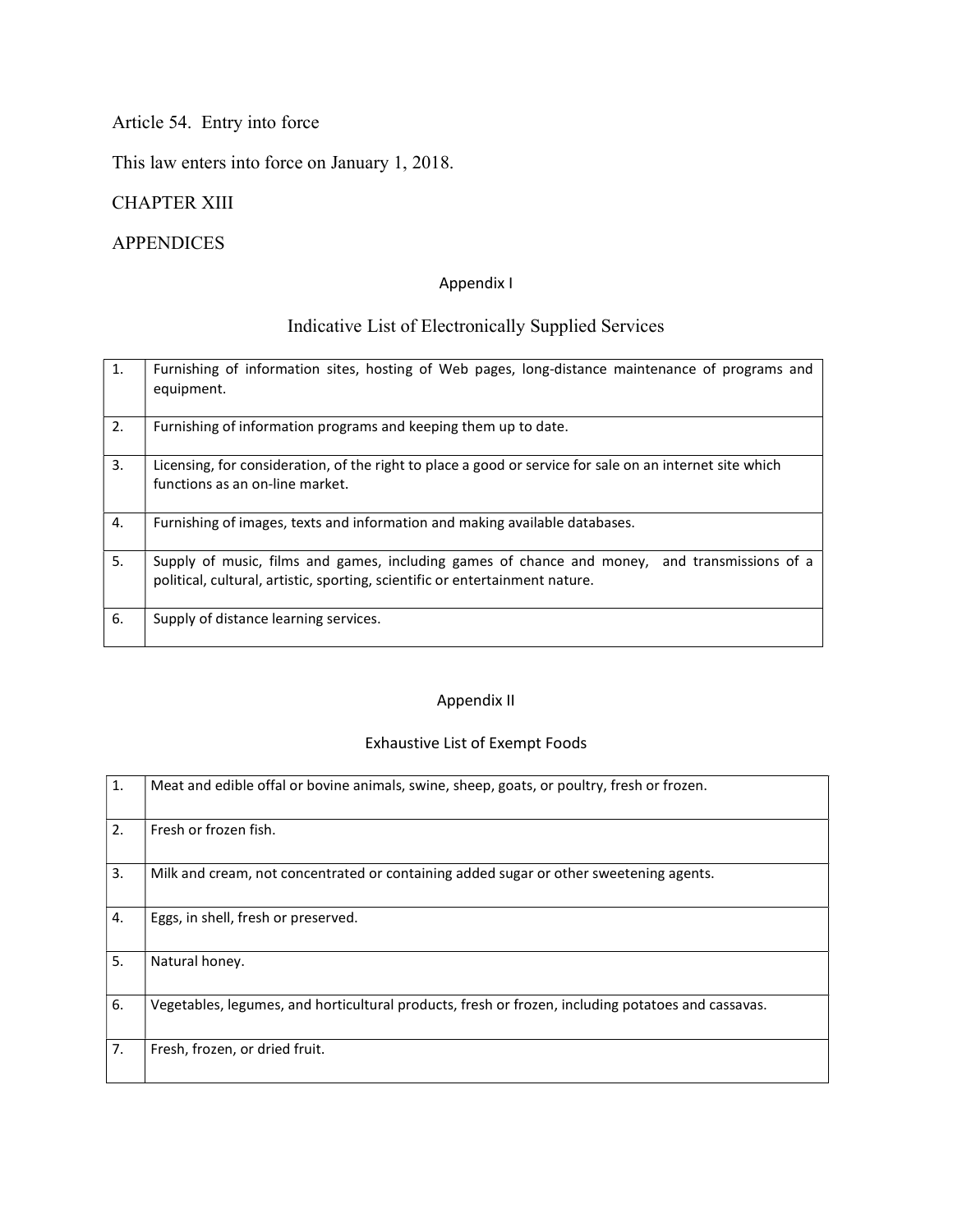Article 54. Entry into force

This law enters into force on January 1, 2018.

## CHAPTER XIII

## APPENDICES

### Appendix I

### Indicative List of Electronically Supplied Services

| | |
|---|---|
| 1. | Furnishing of information sites, hosting of Web pages, long-distance maintenance of programs and equipment. |
| 2. | Furnishing of information programs and keeping them up to date. |
| 3. | Licensing, for consideration, of the right to place a good or service for sale on an internet site which functions as an on-line market. |
| 4. | Furnishing of images, texts and information and making available databases. |
| 5. | Supply of music, films and games, including games of chance and money, and transmissions of a political, cultural, artistic, sporting, scientific or entertainment nature. |
| 6. | Supply of distance learning services. |

### Appendix II

### Exhaustive List of Exempt Foods

| | |
|---|---|
| 1. | Meat and edible offal or bovine animals, swine, sheep, goats, or poultry, fresh or frozen. |
| 2. | Fresh or frozen fish. |
| 3. | Milk and cream, not concentrated or containing added sugar or other sweetening agents. |
| 4. | Eggs, in shell, fresh or preserved. |
| 5. | Natural honey. |
| 6. | Vegetables, legumes, and horticultural products, fresh or frozen, including potatoes and cassavas. |
| 7. | Fresh, frozen, or dried fruit. |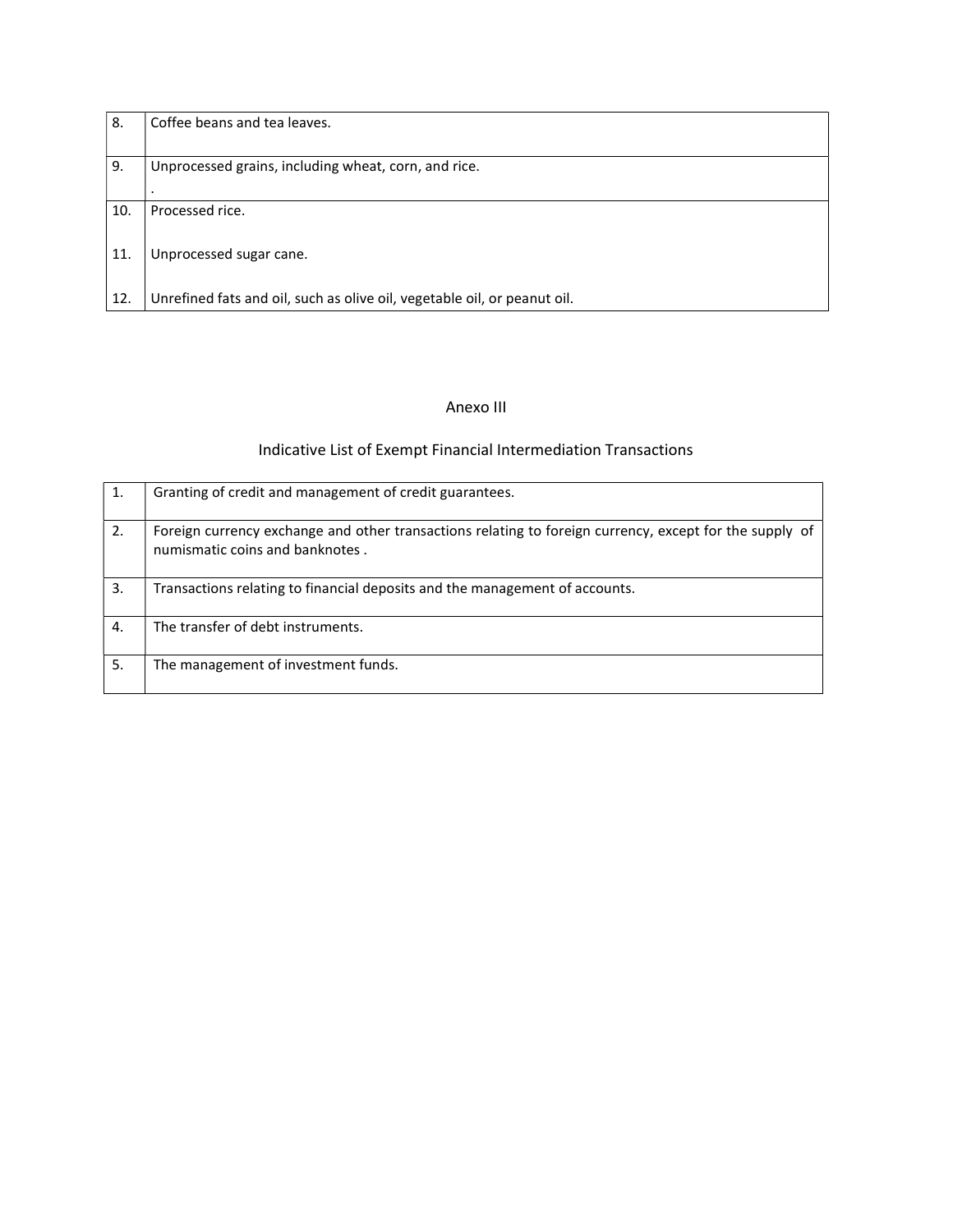| | |
|---|---|
| 8. | Coffee beans and tea leaves. |
| 9. | Unprocessed grains, including wheat, corn, and rice. . |
| 10. | Processed rice. |
| 11. | Unprocessed sugar cane. |
| 12. | Unrefined fats and oil, such as olive oil, vegetable oil, or peanut oil. |

## Anexo III

### Indicative List of Exempt Financial Intermediation Transactions

| | |
|---|---|
| 1. | Granting of credit and management of credit guarantees. |
| 2. | Foreign currency exchange and other transactions relating to foreign currency, except for the supply of numismatic coins and banknotes . |
| 3. | Transactions relating to financial deposits and the management of accounts. |
| 4. | The transfer of debt instruments. |
| 5. | The management of investment funds. |